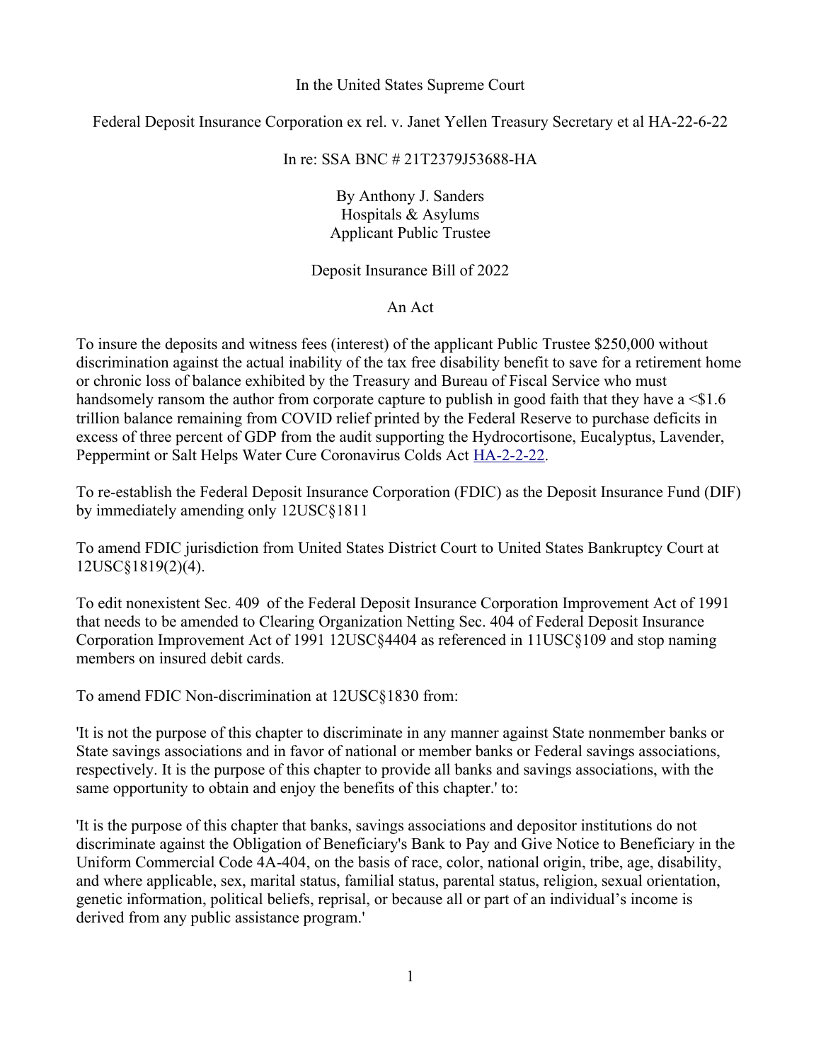In the United States Supreme Court

Federal Deposit Insurance Corporation ex rel. v. Janet Yellen Treasury Secretary et al HA-22-6-22

In re: SSA BNC # 21T2379J53688-HA

By Anthony J. Sanders
Hospitals & Asylums
Applicant Public Trustee

Deposit Insurance Bill of 2022

An Act

To insure the deposits and witness fees (interest) of the applicant Public Trustee $250,000 without discrimination against the actual inability of the tax free disability benefit to save for a retirement home or chronic loss of balance exhibited by the Treasury and Bureau of Fiscal Service who must handsomely ransom the author from corporate capture to publish in good faith that they have a <$1.6 trillion balance remaining from COVID relief printed by the Federal Reserve to purchase deficits in excess of three percent of GDP from the audit supporting the Hydrocortisone, Eucalyptus, Lavender, Peppermint or Salt Helps Water Cure Coronavirus Colds Act HA-2-2-22.

To re-establish the Federal Deposit Insurance Corporation (FDIC) as the Deposit Insurance Fund (DIF) by immediately amending only 12USC§1811

To amend FDIC jurisdiction from United States District Court to United States Bankruptcy Court at 12USC§1819(2)(4).

To edit nonexistent Sec. 409 of the Federal Deposit Insurance Corporation Improvement Act of 1991 that needs to be amended to Clearing Organization Netting Sec. 404 of Federal Deposit Insurance Corporation Improvement Act of 1991 12USC§4404 as referenced in 11USC§109 and stop naming members on insured debit cards.

To amend FDIC Non-discrimination at 12USC§1830 from:

'It is not the purpose of this chapter to discriminate in any manner against State nonmember banks or State savings associations and in favor of national or member banks or Federal savings associations, respectively. It is the purpose of this chapter to provide all banks and savings associations, with the same opportunity to obtain and enjoy the benefits of this chapter.' to:

'It is the purpose of this chapter that banks, savings associations and depositor institutions do not discriminate against the Obligation of Beneficiary's Bank to Pay and Give Notice to Beneficiary in the Uniform Commercial Code 4A-404, on the basis of race, color, national origin, tribe, age, disability, and where applicable, sex, marital status, familial status, parental status, religion, sexual orientation, genetic information, political beliefs, reprisal, or because all or part of an individual's income is derived from any public assistance program.'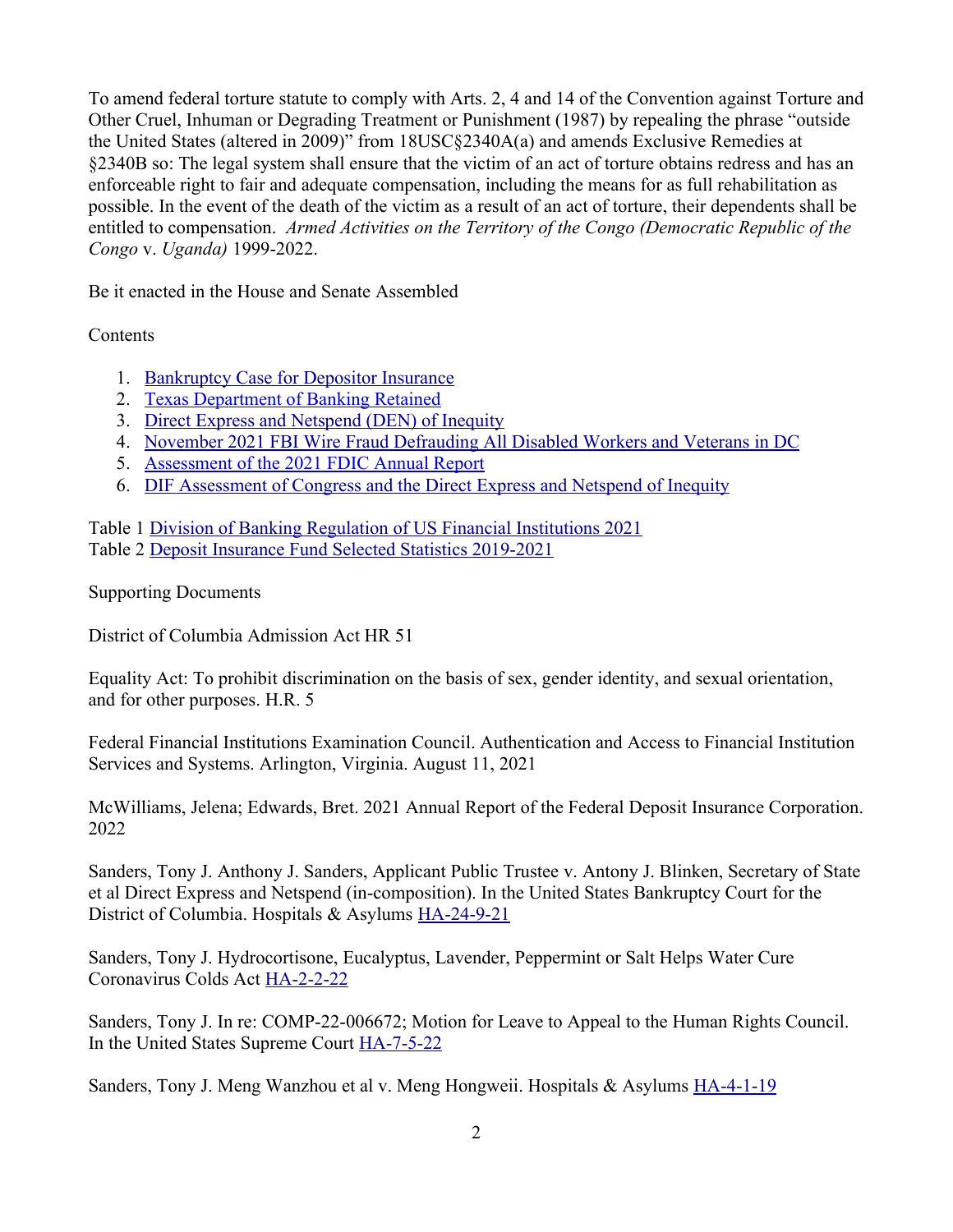To amend federal torture statute to comply with Arts. 2, 4 and 14 of the Convention against Torture and Other Cruel, Inhuman or Degrading Treatment or Punishment (1987) by repealing the phrase "outside the United States (altered in 2009)" from 18USC§2340A(a) and amends Exclusive Remedies at §2340B so: The legal system shall ensure that the victim of an act of torture obtains redress and has an enforceable right to fair and adequate compensation, including the means for as full rehabilitation as possible. In the event of the death of the victim as a result of an act of torture, their dependents shall be entitled to compensation. *Armed Activities on the Territory of the Congo (Democratic Republic of the Congo* v. *Uganda)* 1999-2022.

Be it enacted in the House and Senate Assembled

Contents

1. Bankruptcy Case for Depositor Insurance
2. Texas Department of Banking Retained
3. Direct Express and Netspend (DEN) of Inequity
4. November 2021 FBI Wire Fraud Defrauding All Disabled Workers and Veterans in DC
5. Assessment of the 2021 FDIC Annual Report
6. DIF Assessment of Congress and the Direct Express and Netspend of Inequity

Table 1 Division of Banking Regulation of US Financial Institutions 2021
Table 2 Deposit Insurance Fund Selected Statistics 2019-2021

Supporting Documents

District of Columbia Admission Act HR 51

Equality Act: To prohibit discrimination on the basis of sex, gender identity, and sexual orientation, and for other purposes. H.R. 5

Federal Financial Institutions Examination Council. Authentication and Access to Financial Institution Services and Systems. Arlington, Virginia. August 11, 2021

McWilliams, Jelena; Edwards, Bret. 2021 Annual Report of the Federal Deposit Insurance Corporation. 2022

Sanders, Tony J. Anthony J. Sanders, Applicant Public Trustee v. Antony J. Blinken, Secretary of State et al Direct Express and Netspend (in-composition). In the United States Bankruptcy Court for the District of Columbia. Hospitals & Asylums HA-24-9-21

Sanders, Tony J. Hydrocortisone, Eucalyptus, Lavender, Peppermint or Salt Helps Water Cure Coronavirus Colds Act HA-2-2-22

Sanders, Tony J. In re: COMP-22-006672; Motion for Leave to Appeal to the Human Rights Council. In the United States Supreme Court HA-7-5-22

Sanders, Tony J. Meng Wanzhou et al v. Meng Hongweii. Hospitals & Asylums HA-4-1-19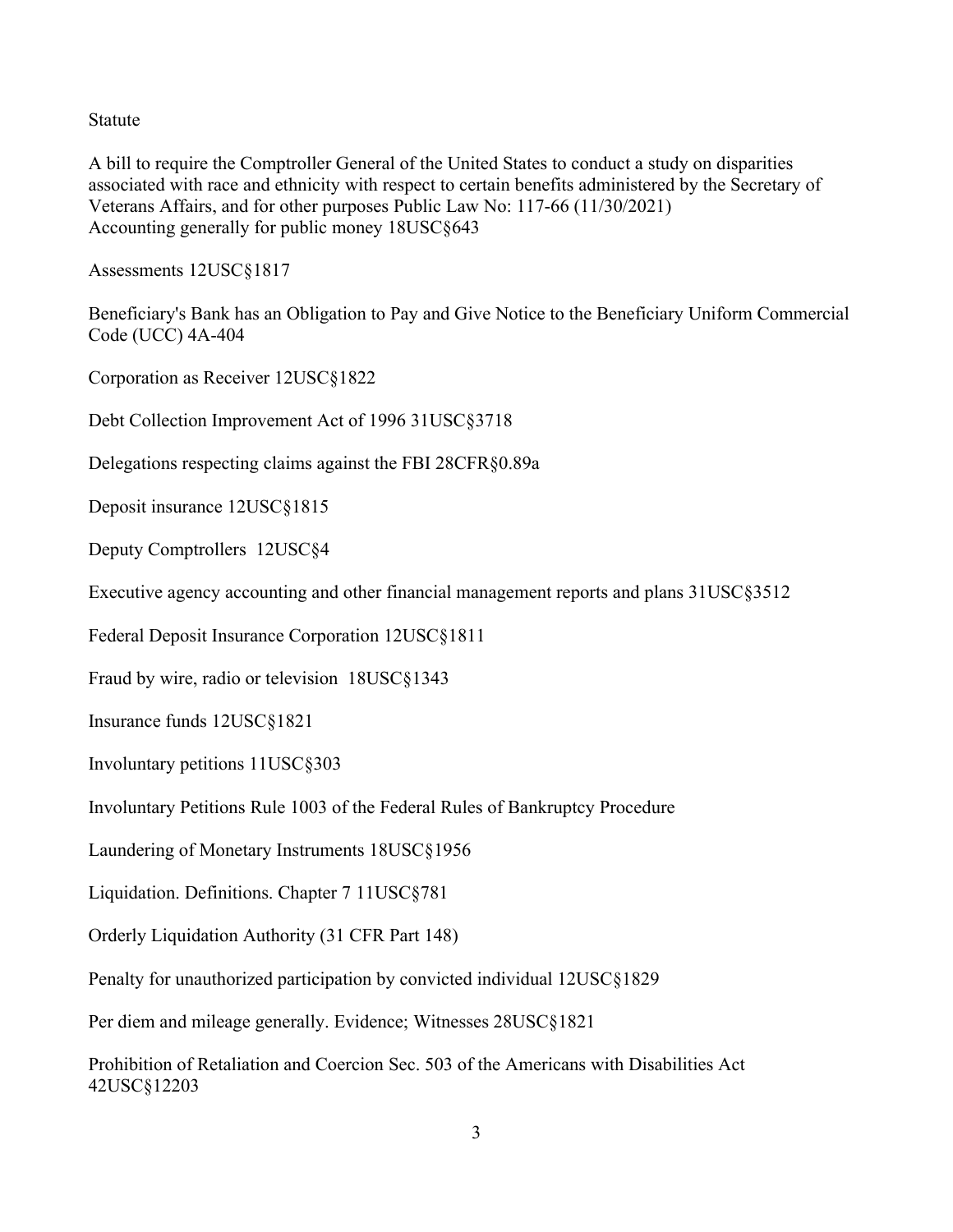Statute

A bill to require the Comptroller General of the United States to conduct a study on disparities associated with race and ethnicity with respect to certain benefits administered by the Secretary of Veterans Affairs, and for other purposes Public Law No: 117-66 (11/30/2021)
Accounting generally for public money 18USC§643

Assessments 12USC§1817

Beneficiary's Bank has an Obligation to Pay and Give Notice to the Beneficiary Uniform Commercial Code (UCC) 4A-404

Corporation as Receiver 12USC§1822

Debt Collection Improvement Act of 1996 31USC§3718

Delegations respecting claims against the FBI 28CFR§0.89a

Deposit insurance 12USC§1815

Deputy Comptrollers 12USC§4

Executive agency accounting and other financial management reports and plans 31USC§3512

Federal Deposit Insurance Corporation 12USC§1811

Fraud by wire, radio or television 18USC§1343

Insurance funds 12USC§1821

Involuntary petitions 11USC§303

Involuntary Petitions Rule 1003 of the Federal Rules of Bankruptcy Procedure

Laundering of Monetary Instruments 18USC§1956

Liquidation. Definitions. Chapter 7 11USC§781

Orderly Liquidation Authority (31 CFR Part 148)

Penalty for unauthorized participation by convicted individual 12USC§1829

Per diem and mileage generally. Evidence; Witnesses 28USC§1821

Prohibition of Retaliation and Coercion Sec. 503 of the Americans with Disabilities Act 42USC§12203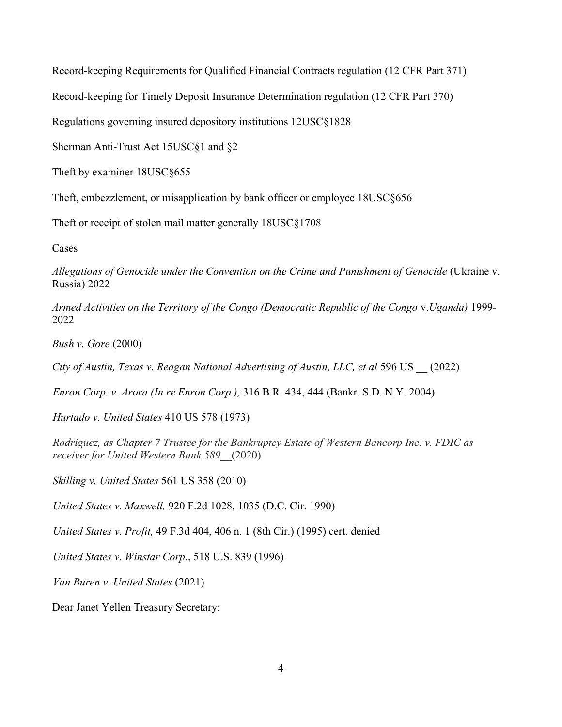Record-keeping Requirements for Qualified Financial Contracts regulation (12 CFR Part 371)

Record-keeping for Timely Deposit Insurance Determination regulation (12 CFR Part 370)

Regulations governing insured depository institutions 12USC§1828

Sherman Anti-Trust Act 15USC§1 and §2

Theft by examiner 18USC§655

Theft, embezzlement, or misapplication by bank officer or employee 18USC§656

Theft or receipt of stolen mail matter generally 18USC§1708

Cases

*Allegations of Genocide under the Convention on the Crime and Punishment of Genocide* (Ukraine v. Russia) 2022

*Armed Activities on the Territory of the Congo (Democratic Republic of the Congo* v.*Uganda)* 1999-2022

*Bush v. Gore* (2000)

*City of Austin, Texas v. Reagan National Advertising of Austin, LLC, et al* 596 US __ (2022)

*Enron Corp. v. Arora (In re Enron Corp.),* 316 B.R. 434, 444 (Bankr. S.D. N.Y. 2004)

*Hurtado v. United States* 410 US 578 (1973)

*Rodriguez, as Chapter 7 Trustee for the Bankruptcy Estate of Western Bancorp Inc. v. FDIC as receiver for United Western Bank 589__*(2020)

*Skilling v. United States* 561 US 358 (2010)

*United States v. Maxwell,* 920 F.2d 1028, 1035 (D.C. Cir. 1990)

*United States v. Profit,* 49 F.3d 404, 406 n. 1 (8th Cir.) (1995) cert. denied

*United States v. Winstar Corp*., 518 U.S. 839 (1996)

*Van Buren v. United States* (2021)

Dear Janet Yellen Treasury Secretary: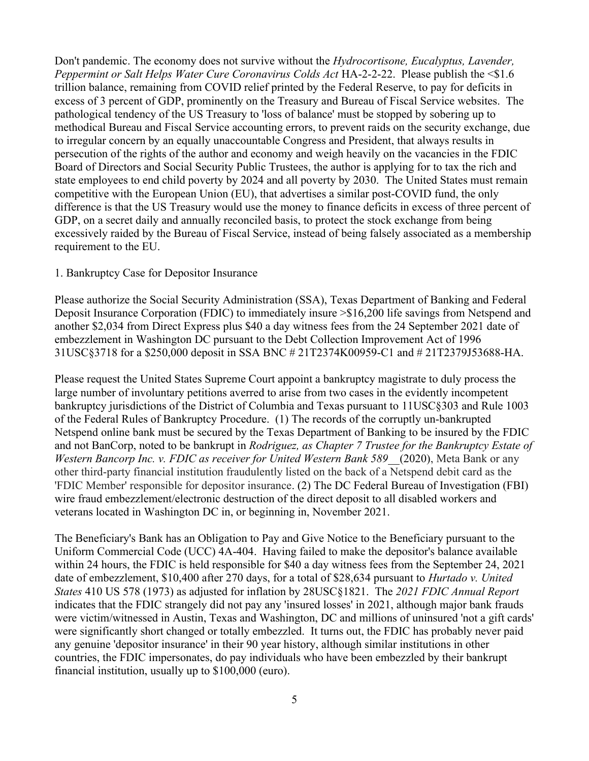Don't pandemic. The economy does not survive without the *Hydrocortisone, Eucalyptus, Lavender, Peppermint or Salt Helps Water Cure Coronavirus Colds Act* HA-2-2-22. Please publish the <$1.6 trillion balance, remaining from COVID relief printed by the Federal Reserve, to pay for deficits in excess of 3 percent of GDP, prominently on the Treasury and Bureau of Fiscal Service websites. The pathological tendency of the US Treasury to 'loss of balance' must be stopped by sobering up to methodical Bureau and Fiscal Service accounting errors, to prevent raids on the security exchange, due to irregular concern by an equally unaccountable Congress and President, that always results in persecution of the rights of the author and economy and weigh heavily on the vacancies in the FDIC Board of Directors and Social Security Public Trustees, the author is applying for to tax the rich and state employees to end child poverty by 2024 and all poverty by 2030. The United States must remain competitive with the European Union (EU), that advertises a similar post-COVID fund, the only difference is that the US Treasury would use the money to finance deficits in excess of three percent of GDP, on a secret daily and annually reconciled basis, to protect the stock exchange from being excessively raided by the Bureau of Fiscal Service, instead of being falsely associated as a membership requirement to the EU.

1. Bankruptcy Case for Depositor Insurance

Please authorize the Social Security Administration (SSA), Texas Department of Banking and Federal Deposit Insurance Corporation (FDIC) to immediately insure >$16,200 life savings from Netspend and another $2,034 from Direct Express plus $40 a day witness fees from the 24 September 2021 date of embezzlement in Washington DC pursuant to the Debt Collection Improvement Act of 1996 31USC§3718 for a $250,000 deposit in SSA BNC # 21T2374K00959-C1 and # 21T2379J53688-HA.

Please request the United States Supreme Court appoint a bankruptcy magistrate to duly process the large number of involuntary petitions averred to arise from two cases in the evidently incompetent bankruptcy jurisdictions of the District of Columbia and Texas pursuant to 11USC§303 and Rule 1003 of the Federal Rules of Bankruptcy Procedure. (1) The records of the corruptly un-bankrupted Netspend online bank must be secured by the Texas Department of Banking to be insured by the FDIC and not BanCorp, noted to be bankrupt in *Rodriguez, as Chapter 7 Trustee for the Bankruptcy Estate of Western Bancorp Inc. v. FDIC as receiver for United Western Bank 589*__(2020), Meta Bank or any other third-party financial institution fraudulently listed on the back of a Netspend debit card as the 'FDIC Member' responsible for depositor insurance. (2) The DC Federal Bureau of Investigation (FBI) wire fraud embezzlement/electronic destruction of the direct deposit to all disabled workers and veterans located in Washington DC in, or beginning in, November 2021.

The Beneficiary's Bank has an Obligation to Pay and Give Notice to the Beneficiary pursuant to the Uniform Commercial Code (UCC) 4A-404. Having failed to make the depositor's balance available within 24 hours, the FDIC is held responsible for $40 a day witness fees from the September 24, 2021 date of embezzlement, $10,400 after 270 days, for a total of $28,634 pursuant to *Hurtado v. United States* 410 US 578 (1973) as adjusted for inflation by 28USC§1821. The *2021 FDIC Annual Report* indicates that the FDIC strangely did not pay any 'insured losses' in 2021, although major bank frauds were victim/witnessed in Austin, Texas and Washington, DC and millions of uninsured 'not a gift cards' were significantly short changed or totally embezzled. It turns out, the FDIC has probably never paid any genuine 'depositor insurance' in their 90 year history, although similar institutions in other countries, the FDIC impersonates, do pay individuals who have been embezzled by their bankrupt financial institution, usually up to $100,000 (euro).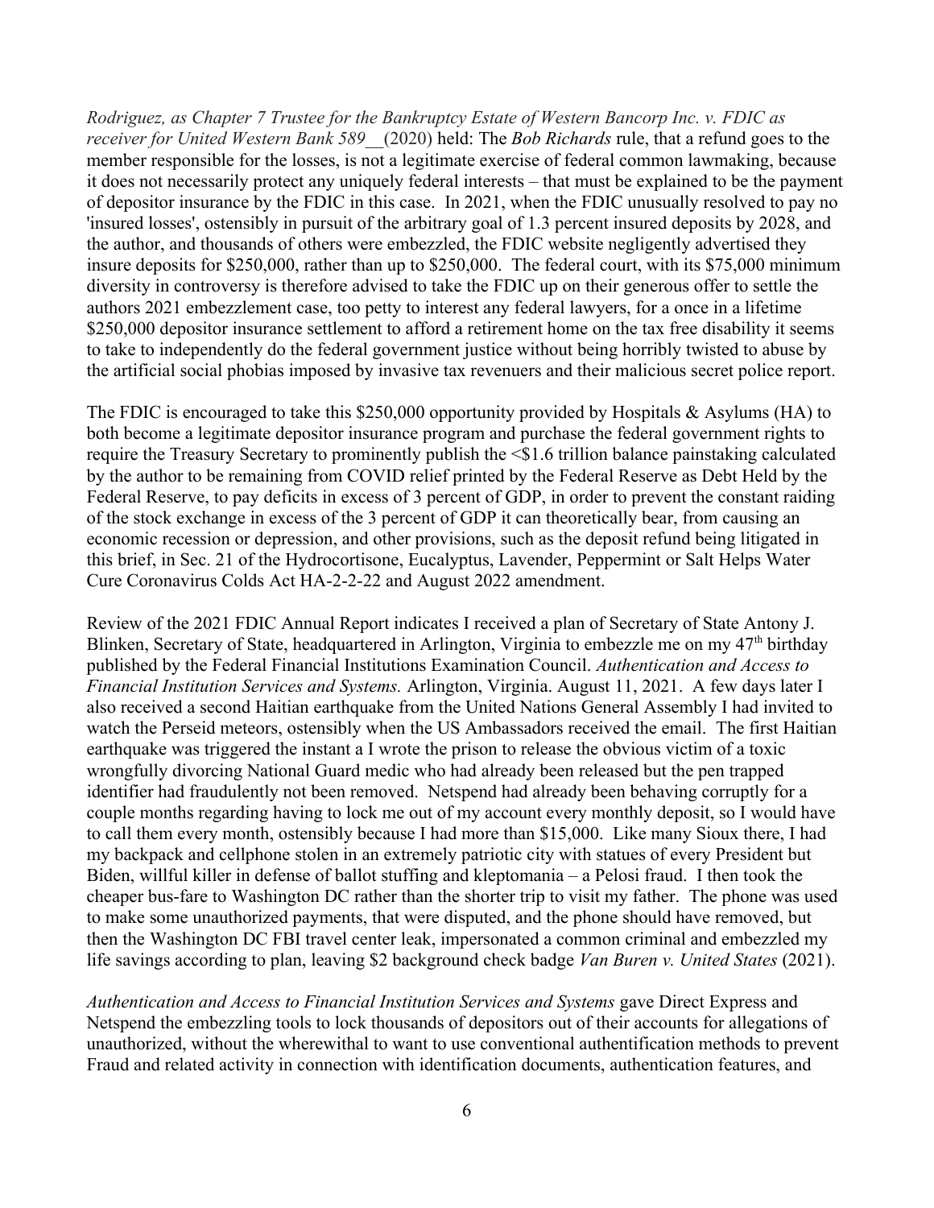*Rodriguez, as Chapter 7 Trustee for the Bankruptcy Estate of Western Bancorp Inc. v. FDIC as receiver for United Western Bank 589*__(2020) held: The *Bob Richards* rule, that a refund goes to the member responsible for the losses, is not a legitimate exercise of federal common lawmaking, because it does not necessarily protect any uniquely federal interests – that must be explained to be the payment of depositor insurance by the FDIC in this case. In 2021, when the FDIC unusually resolved to pay no 'insured losses', ostensibly in pursuit of the arbitrary goal of 1.3 percent insured deposits by 2028, and the author, and thousands of others were embezzled, the FDIC website negligently advertised they insure deposits for $250,000, rather than up to $250,000. The federal court, with its $75,000 minimum diversity in controversy is therefore advised to take the FDIC up on their generous offer to settle the authors 2021 embezzlement case, too petty to interest any federal lawyers, for a once in a lifetime $250,000 depositor insurance settlement to afford a retirement home on the tax free disability it seems to take to independently do the federal government justice without being horribly twisted to abuse by the artificial social phobias imposed by invasive tax revenuers and their malicious secret police report.

The FDIC is encouraged to take this $250,000 opportunity provided by Hospitals & Asylums (HA) to both become a legitimate depositor insurance program and purchase the federal government rights to require the Treasury Secretary to prominently publish the <$1.6 trillion balance painstaking calculated by the author to be remaining from COVID relief printed by the Federal Reserve as Debt Held by the Federal Reserve, to pay deficits in excess of 3 percent of GDP, in order to prevent the constant raiding of the stock exchange in excess of the 3 percent of GDP it can theoretically bear, from causing an economic recession or depression, and other provisions, such as the deposit refund being litigated in this brief, in Sec. 21 of the Hydrocortisone, Eucalyptus, Lavender, Peppermint or Salt Helps Water Cure Coronavirus Colds Act HA-2-2-22 and August 2022 amendment.

Review of the 2021 FDIC Annual Report indicates I received a plan of Secretary of State Antony J. Blinken, Secretary of State, headquartered in Arlington, Virginia to embezzle me on my 47th birthday published by the Federal Financial Institutions Examination Council. *Authentication and Access to Financial Institution Services and Systems.* Arlington, Virginia. August 11, 2021. A few days later I also received a second Haitian earthquake from the United Nations General Assembly I had invited to watch the Perseid meteors, ostensibly when the US Ambassadors received the email. The first Haitian earthquake was triggered the instant a I wrote the prison to release the obvious victim of a toxic wrongfully divorcing National Guard medic who had already been released but the pen trapped identifier had fraudulently not been removed. Netspend had already been behaving corruptly for a couple months regarding having to lock me out of my account every monthly deposit, so I would have to call them every month, ostensibly because I had more than $15,000. Like many Sioux there, I had my backpack and cellphone stolen in an extremely patriotic city with statues of every President but Biden, willful killer in defense of ballot stuffing and kleptomania – a Pelosi fraud. I then took the cheaper bus-fare to Washington DC rather than the shorter trip to visit my father. The phone was used to make some unauthorized payments, that were disputed, and the phone should have removed, but then the Washington DC FBI travel center leak, impersonated a common criminal and embezzled my life savings according to plan, leaving $2 background check badge *Van Buren v. United States* (2021).

*Authentication and Access to Financial Institution Services and Systems* gave Direct Express and Netspend the embezzling tools to lock thousands of depositors out of their accounts for allegations of unauthorized, without the wherewithal to want to use conventional authentification methods to prevent Fraud and related activity in connection with identification documents, authentication features, and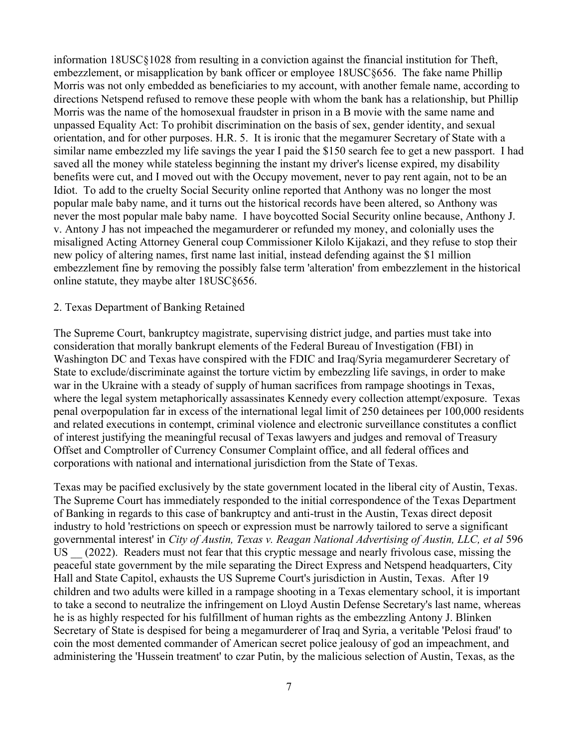information 18USC§1028 from resulting in a conviction against the financial institution for Theft, embezzlement, or misapplication by bank officer or employee 18USC§656. The fake name Phillip Morris was not only embedded as beneficiaries to my account, with another female name, according to directions Netspend refused to remove these people with whom the bank has a relationship, but Phillip Morris was the name of the homosexual fraudster in prison in a B movie with the same name and unpassed Equality Act: To prohibit discrimination on the basis of sex, gender identity, and sexual orientation, and for other purposes. H.R. 5. It is ironic that the megamurer Secretary of State with a similar name embezzled my life savings the year I paid the $150 search fee to get a new passport. I had saved all the money while stateless beginning the instant my driver's license expired, my disability benefits were cut, and I moved out with the Occupy movement, never to pay rent again, not to be an Idiot. To add to the cruelty Social Security online reported that Anthony was no longer the most popular male baby name, and it turns out the historical records have been altered, so Anthony was never the most popular male baby name. I have boycotted Social Security online because, Anthony J. v. Antony J has not impeached the megamurderer or refunded my money, and colonially uses the misaligned Acting Attorney General coup Commissioner Kilolo Kijakazi, and they refuse to stop their new policy of altering names, first name last initial, instead defending against the $1 million embezzlement fine by removing the possibly false term 'alteration' from embezzlement in the historical online statute, they maybe alter 18USC§656.

2. Texas Department of Banking Retained

The Supreme Court, bankruptcy magistrate, supervising district judge, and parties must take into consideration that morally bankrupt elements of the Federal Bureau of Investigation (FBI) in Washington DC and Texas have conspired with the FDIC and Iraq/Syria megamurderer Secretary of State to exclude/discriminate against the torture victim by embezzling life savings, in order to make war in the Ukraine with a steady of supply of human sacrifices from rampage shootings in Texas, where the legal system metaphorically assassinates Kennedy every collection attempt/exposure. Texas penal overpopulation far in excess of the international legal limit of 250 detainees per 100,000 residents and related executions in contempt, criminal violence and electronic surveillance constitutes a conflict of interest justifying the meaningful recusal of Texas lawyers and judges and removal of Treasury Offset and Comptroller of Currency Consumer Complaint office, and all federal offices and corporations with national and international jurisdiction from the State of Texas.

Texas may be pacified exclusively by the state government located in the liberal city of Austin, Texas. The Supreme Court has immediately responded to the initial correspondence of the Texas Department of Banking in regards to this case of bankruptcy and anti-trust in the Austin, Texas direct deposit industry to hold 'restrictions on speech or expression must be narrowly tailored to serve a significant governmental interest' in *City of Austin, Texas v. Reagan National Advertising of Austin, LLC, et al* 596 US __ (2022). Readers must not fear that this cryptic message and nearly frivolous case, missing the peaceful state government by the mile separating the Direct Express and Netspend headquarters, City Hall and State Capitol, exhausts the US Supreme Court's jurisdiction in Austin, Texas. After 19 children and two adults were killed in a rampage shooting in a Texas elementary school, it is important to take a second to neutralize the infringement on Lloyd Austin Defense Secretary's last name, whereas he is as highly respected for his fulfillment of human rights as the embezzling Antony J. Blinken Secretary of State is despised for being a megamurderer of Iraq and Syria, a veritable 'Pelosi fraud' to coin the most demented commander of American secret police jealousy of god an impeachment, and administering the 'Hussein treatment' to czar Putin, by the malicious selection of Austin, Texas, as the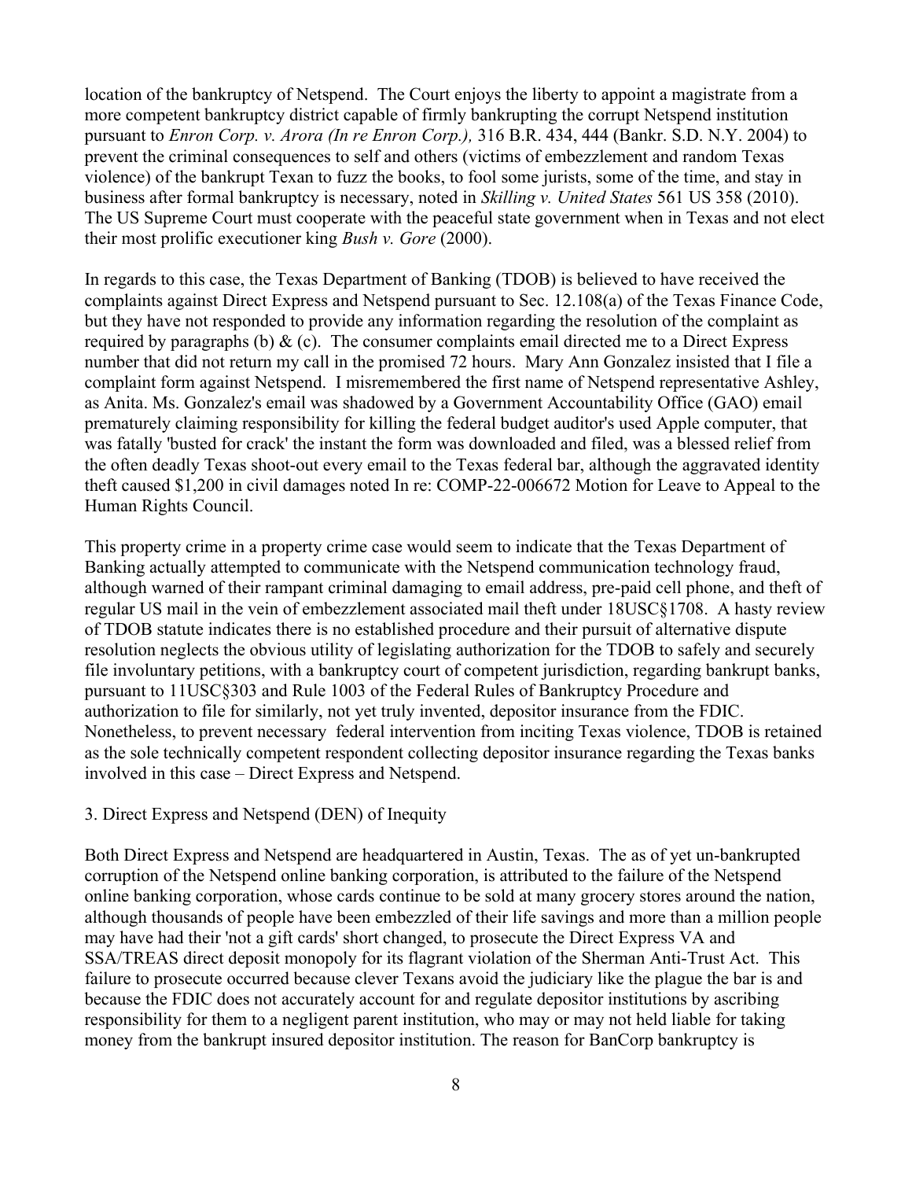location of the bankruptcy of Netspend. The Court enjoys the liberty to appoint a magistrate from a more competent bankruptcy district capable of firmly bankrupting the corrupt Netspend institution pursuant to *Enron Corp. v. Arora (In re Enron Corp.),* 316 B.R. 434, 444 (Bankr. S.D. N.Y. 2004) to prevent the criminal consequences to self and others (victims of embezzlement and random Texas violence) of the bankrupt Texan to fuzz the books, to fool some jurists, some of the time, and stay in business after formal bankruptcy is necessary, noted in *Skilling v. United States* 561 US 358 (2010). The US Supreme Court must cooperate with the peaceful state government when in Texas and not elect their most prolific executioner king *Bush v. Gore* (2000).

In regards to this case, the Texas Department of Banking (TDOB) is believed to have received the complaints against Direct Express and Netspend pursuant to Sec. 12.108(a) of the Texas Finance Code, but they have not responded to provide any information regarding the resolution of the complaint as required by paragraphs (b) & (c). The consumer complaints email directed me to a Direct Express number that did not return my call in the promised 72 hours. Mary Ann Gonzalez insisted that I file a complaint form against Netspend. I misremembered the first name of Netspend representative Ashley, as Anita. Ms. Gonzalez's email was shadowed by a Government Accountability Office (GAO) email prematurely claiming responsibility for killing the federal budget auditor's used Apple computer, that was fatally 'busted for crack' the instant the form was downloaded and filed, was a blessed relief from the often deadly Texas shoot-out every email to the Texas federal bar, although the aggravated identity theft caused $1,200 in civil damages noted In re: COMP-22-006672 Motion for Leave to Appeal to the Human Rights Council.

This property crime in a property crime case would seem to indicate that the Texas Department of Banking actually attempted to communicate with the Netspend communication technology fraud, although warned of their rampant criminal damaging to email address, pre-paid cell phone, and theft of regular US mail in the vein of embezzlement associated mail theft under 18USC§1708. A hasty review of TDOB statute indicates there is no established procedure and their pursuit of alternative dispute resolution neglects the obvious utility of legislating authorization for the TDOB to safely and securely file involuntary petitions, with a bankruptcy court of competent jurisdiction, regarding bankrupt banks, pursuant to 11USC§303 and Rule 1003 of the Federal Rules of Bankruptcy Procedure and authorization to file for similarly, not yet truly invented, depositor insurance from the FDIC. Nonetheless, to prevent necessary federal intervention from inciting Texas violence, TDOB is retained as the sole technically competent respondent collecting depositor insurance regarding the Texas banks involved in this case – Direct Express and Netspend.

3. Direct Express and Netspend (DEN) of Inequity

Both Direct Express and Netspend are headquartered in Austin, Texas. The as of yet un-bankrupted corruption of the Netspend online banking corporation, is attributed to the failure of the Netspend online banking corporation, whose cards continue to be sold at many grocery stores around the nation, although thousands of people have been embezzled of their life savings and more than a million people may have had their 'not a gift cards' short changed, to prosecute the Direct Express VA and SSA/TREAS direct deposit monopoly for its flagrant violation of the Sherman Anti-Trust Act. This failure to prosecute occurred because clever Texans avoid the judiciary like the plague the bar is and because the FDIC does not accurately account for and regulate depositor institutions by ascribing responsibility for them to a negligent parent institution, who may or may not held liable for taking money from the bankrupt insured depositor institution. The reason for BanCorp bankruptcy is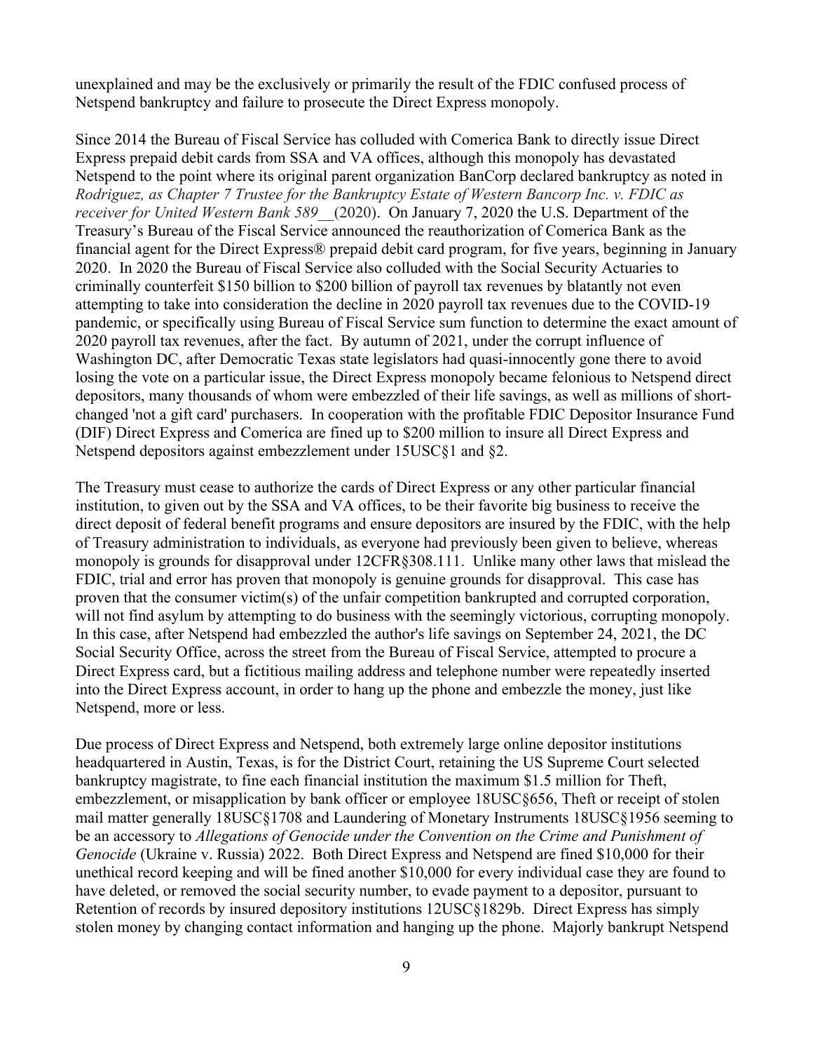unexplained and may be the exclusively or primarily the result of the FDIC confused process of Netspend bankruptcy and failure to prosecute the Direct Express monopoly.

Since 2014 the Bureau of Fiscal Service has colluded with Comerica Bank to directly issue Direct Express prepaid debit cards from SSA and VA offices, although this monopoly has devastated Netspend to the point where its original parent organization BanCorp declared bankruptcy as noted in *Rodriguez, as Chapter 7 Trustee for the Bankruptcy Estate of Western Bancorp Inc. v. FDIC as receiver for United Western Bank 589*\_\_(2020). On January 7, 2020 the U.S. Department of the Treasury's Bureau of the Fiscal Service announced the reauthorization of Comerica Bank as the financial agent for the Direct Express® prepaid debit card program, for five years, beginning in January 2020. In 2020 the Bureau of Fiscal Service also colluded with the Social Security Actuaries to criminally counterfeit $150 billion to $200 billion of payroll tax revenues by blatantly not even attempting to take into consideration the decline in 2020 payroll tax revenues due to the COVID-19 pandemic, or specifically using Bureau of Fiscal Service sum function to determine the exact amount of 2020 payroll tax revenues, after the fact. By autumn of 2021, under the corrupt influence of Washington DC, after Democratic Texas state legislators had quasi-innocently gone there to avoid losing the vote on a particular issue, the Direct Express monopoly became felonious to Netspend direct depositors, many thousands of whom were embezzled of their life savings, as well as millions of short-changed 'not a gift card' purchasers. In cooperation with the profitable FDIC Depositor Insurance Fund (DIF) Direct Express and Comerica are fined up to $200 million to insure all Direct Express and Netspend depositors against embezzlement under 15USC§1 and §2.

The Treasury must cease to authorize the cards of Direct Express or any other particular financial institution, to given out by the SSA and VA offices, to be their favorite big business to receive the direct deposit of federal benefit programs and ensure depositors are insured by the FDIC, with the help of Treasury administration to individuals, as everyone had previously been given to believe, whereas monopoly is grounds for disapproval under 12CFR§308.111. Unlike many other laws that mislead the FDIC, trial and error has proven that monopoly is genuine grounds for disapproval. This case has proven that the consumer victim(s) of the unfair competition bankrupted and corrupted corporation, will not find asylum by attempting to do business with the seemingly victorious, corrupting monopoly. In this case, after Netspend had embezzled the author's life savings on September 24, 2021, the DC Social Security Office, across the street from the Bureau of Fiscal Service, attempted to procure a Direct Express card, but a fictitious mailing address and telephone number were repeatedly inserted into the Direct Express account, in order to hang up the phone and embezzle the money, just like Netspend, more or less.

Due process of Direct Express and Netspend, both extremely large online depositor institutions headquartered in Austin, Texas, is for the District Court, retaining the US Supreme Court selected bankruptcy magistrate, to fine each financial institution the maximum $1.5 million for Theft, embezzlement, or misapplication by bank officer or employee 18USC§656, Theft or receipt of stolen mail matter generally 18USC§1708 and Laundering of Monetary Instruments 18USC§1956 seeming to be an accessory to *Allegations of Genocide under the Convention on the Crime and Punishment of Genocide* (Ukraine v. Russia) 2022. Both Direct Express and Netspend are fined $10,000 for their unethical record keeping and will be fined another $10,000 for every individual case they are found to have deleted, or removed the social security number, to evade payment to a depositor, pursuant to Retention of records by insured depository institutions 12USC§1829b. Direct Express has simply stolen money by changing contact information and hanging up the phone. Majorly bankrupt Netspend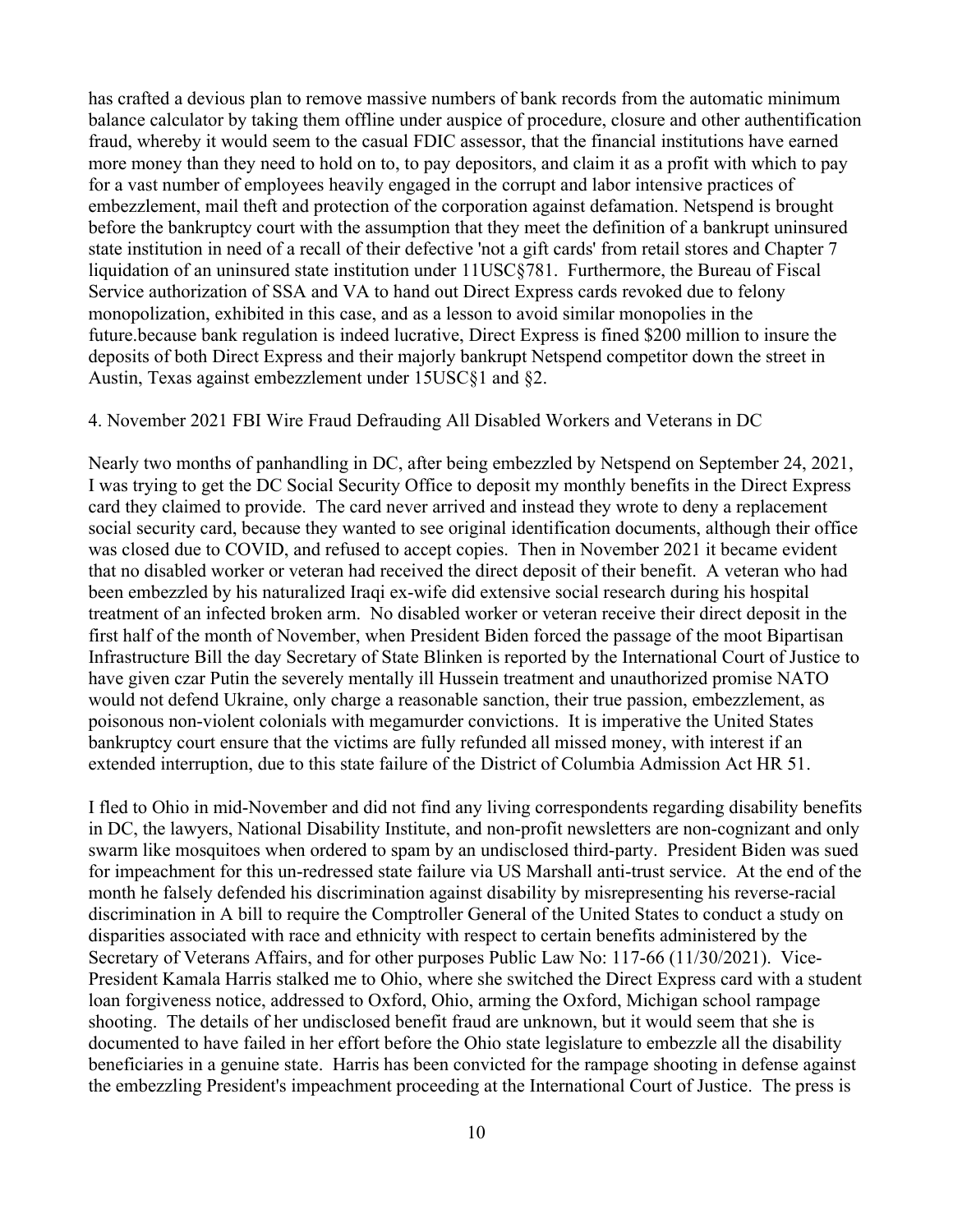has crafted a devious plan to remove massive numbers of bank records from the automatic minimum balance calculator by taking them offline under auspice of procedure, closure and other authentification fraud, whereby it would seem to the casual FDIC assessor, that the financial institutions have earned more money than they need to hold on to, to pay depositors, and claim it as a profit with which to pay for a vast number of employees heavily engaged in the corrupt and labor intensive practices of embezzlement, mail theft and protection of the corporation against defamation. Netspend is brought before the bankruptcy court with the assumption that they meet the definition of a bankrupt uninsured state institution in need of a recall of their defective 'not a gift cards' from retail stores and Chapter 7 liquidation of an uninsured state institution under 11USC§781. Furthermore, the Bureau of Fiscal Service authorization of SSA and VA to hand out Direct Express cards revoked due to felony monopolization, exhibited in this case, and as a lesson to avoid similar monopolies in the future.because bank regulation is indeed lucrative, Direct Express is fined $200 million to insure the deposits of both Direct Express and their majorly bankrupt Netspend competitor down the street in Austin, Texas against embezzlement under 15USC§1 and §2.

4. November 2021 FBI Wire Fraud Defrauding All Disabled Workers and Veterans in DC

Nearly two months of panhandling in DC, after being embezzled by Netspend on September 24, 2021, I was trying to get the DC Social Security Office to deposit my monthly benefits in the Direct Express card they claimed to provide. The card never arrived and instead they wrote to deny a replacement social security card, because they wanted to see original identification documents, although their office was closed due to COVID, and refused to accept copies. Then in November 2021 it became evident that no disabled worker or veteran had received the direct deposit of their benefit. A veteran who had been embezzled by his naturalized Iraqi ex-wife did extensive social research during his hospital treatment of an infected broken arm. No disabled worker or veteran receive their direct deposit in the first half of the month of November, when President Biden forced the passage of the moot Bipartisan Infrastructure Bill the day Secretary of State Blinken is reported by the International Court of Justice to have given czar Putin the severely mentally ill Hussein treatment and unauthorized promise NATO would not defend Ukraine, only charge a reasonable sanction, their true passion, embezzlement, as poisonous non-violent colonials with megamurder convictions. It is imperative the United States bankruptcy court ensure that the victims are fully refunded all missed money, with interest if an extended interruption, due to this state failure of the District of Columbia Admission Act HR 51.

I fled to Ohio in mid-November and did not find any living correspondents regarding disability benefits in DC, the lawyers, National Disability Institute, and non-profit newsletters are non-cognizant and only swarm like mosquitoes when ordered to spam by an undisclosed third-party. President Biden was sued for impeachment for this un-redressed state failure via US Marshall anti-trust service. At the end of the month he falsely defended his discrimination against disability by misrepresenting his reverse-racial discrimination in A bill to require the Comptroller General of the United States to conduct a study on disparities associated with race and ethnicity with respect to certain benefits administered by the Secretary of Veterans Affairs, and for other purposes Public Law No: 117-66 (11/30/2021). Vice-President Kamala Harris stalked me to Ohio, where she switched the Direct Express card with a student loan forgiveness notice, addressed to Oxford, Ohio, arming the Oxford, Michigan school rampage shooting. The details of her undisclosed benefit fraud are unknown, but it would seem that she is documented to have failed in her effort before the Ohio state legislature to embezzle all the disability beneficiaries in a genuine state. Harris has been convicted for the rampage shooting in defense against the embezzling President's impeachment proceeding at the International Court of Justice. The press is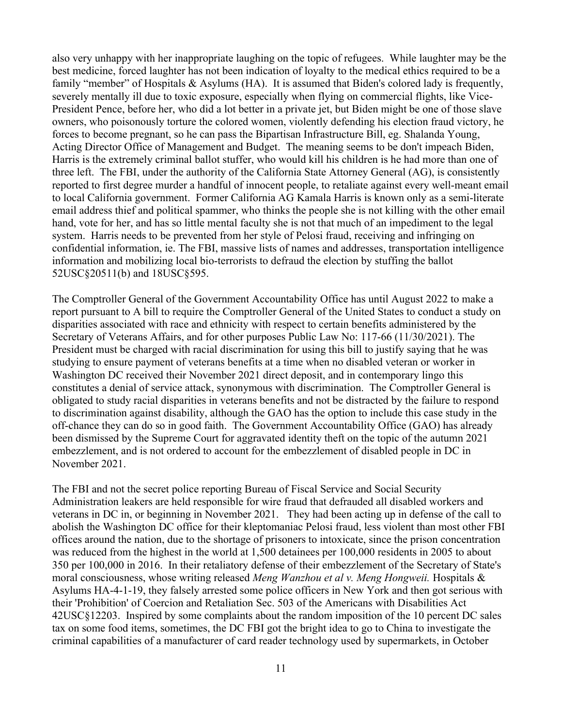also very unhappy with her inappropriate laughing on the topic of refugees. While laughter may be the best medicine, forced laughter has not been indication of loyalty to the medical ethics required to be a family "member" of Hospitals & Asylums (HA). It is assumed that Biden's colored lady is frequently, severely mentally ill due to toxic exposure, especially when flying on commercial flights, like Vice-President Pence, before her, who did a lot better in a private jet, but Biden might be one of those slave owners, who poisonously torture the colored women, violently defending his election fraud victory, he forces to become pregnant, so he can pass the Bipartisan Infrastructure Bill, eg. Shalanda Young, Acting Director Office of Management and Budget. The meaning seems to be don't impeach Biden, Harris is the extremely criminal ballot stuffer, who would kill his children is he had more than one of three left. The FBI, under the authority of the California State Attorney General (AG), is consistently reported to first degree murder a handful of innocent people, to retaliate against every well-meant email to local California government. Former California AG Kamala Harris is known only as a semi-literate email address thief and political spammer, who thinks the people she is not killing with the other email hand, vote for her, and has so little mental faculty she is not that much of an impediment to the legal system. Harris needs to be prevented from her style of Pelosi fraud, receiving and infringing on confidential information, ie. The FBI, massive lists of names and addresses, transportation intelligence information and mobilizing local bio-terrorists to defraud the election by stuffing the ballot 52USC§20511(b) and 18USC§595.

The Comptroller General of the Government Accountability Office has until August 2022 to make a report pursuant to A bill to require the Comptroller General of the United States to conduct a study on disparities associated with race and ethnicity with respect to certain benefits administered by the Secretary of Veterans Affairs, and for other purposes Public Law No: 117-66 (11/30/2021). The President must be charged with racial discrimination for using this bill to justify saying that he was studying to ensure payment of veterans benefits at a time when no disabled veteran or worker in Washington DC received their November 2021 direct deposit, and in contemporary lingo this constitutes a denial of service attack, synonymous with discrimination. The Comptroller General is obligated to study racial disparities in veterans benefits and not be distracted by the failure to respond to discrimination against disability, although the GAO has the option to include this case study in the off-chance they can do so in good faith. The Government Accountability Office (GAO) has already been dismissed by the Supreme Court for aggravated identity theft on the topic of the autumn 2021 embezzlement, and is not ordered to account for the embezzlement of disabled people in DC in November 2021.

The FBI and not the secret police reporting Bureau of Fiscal Service and Social Security Administration leakers are held responsible for wire fraud that defrauded all disabled workers and veterans in DC in, or beginning in November 2021. They had been acting up in defense of the call to abolish the Washington DC office for their kleptomaniac Pelosi fraud, less violent than most other FBI offices around the nation, due to the shortage of prisoners to intoxicate, since the prison concentration was reduced from the highest in the world at 1,500 detainees per 100,000 residents in 2005 to about 350 per 100,000 in 2016. In their retaliatory defense of their embezzlement of the Secretary of State's moral consciousness, whose writing released *Meng Wanzhou et al v. Meng Hongweii.* Hospitals & Asylums HA-4-1-19, they falsely arrested some police officers in New York and then got serious with their 'Prohibition' of Coercion and Retaliation Sec. 503 of the Americans with Disabilities Act 42USC§12203. Inspired by some complaints about the random imposition of the 10 percent DC sales tax on some food items, sometimes, the DC FBI got the bright idea to go to China to investigate the criminal capabilities of a manufacturer of card reader technology used by supermarkets, in October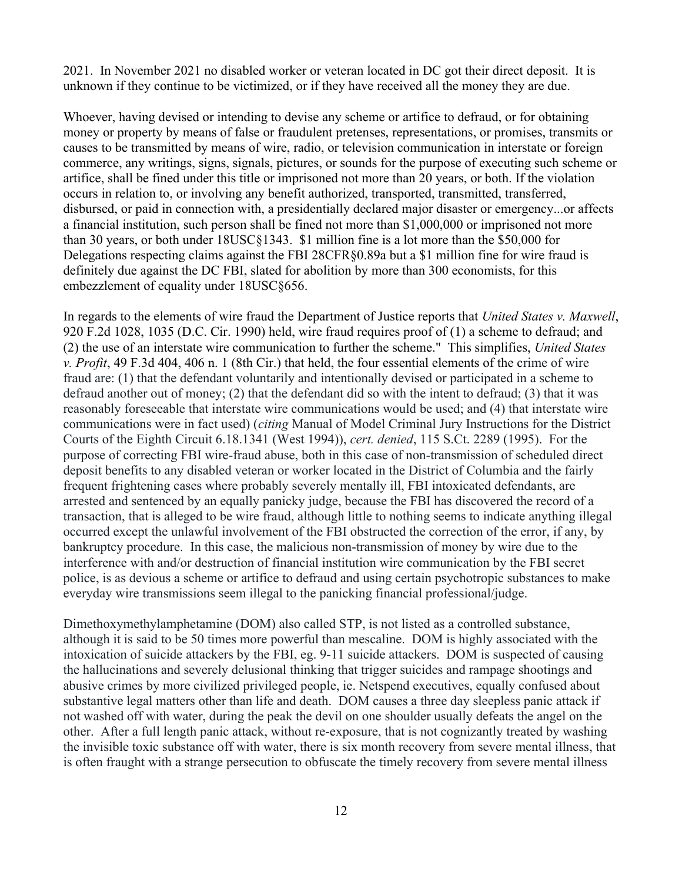2021. In November 2021 no disabled worker or veteran located in DC got their direct deposit. It is unknown if they continue to be victimized, or if they have received all the money they are due.

Whoever, having devised or intending to devise any scheme or artifice to defraud, or for obtaining money or property by means of false or fraudulent pretenses, representations, or promises, transmits or causes to be transmitted by means of wire, radio, or television communication in interstate or foreign commerce, any writings, signs, signals, pictures, or sounds for the purpose of executing such scheme or artifice, shall be fined under this title or imprisoned not more than 20 years, or both. If the violation occurs in relation to, or involving any benefit authorized, transported, transmitted, transferred, disbursed, or paid in connection with, a presidentially declared major disaster or emergency...or affects a financial institution, such person shall be fined not more than $1,000,000 or imprisoned not more than 30 years, or both under 18USC§1343. $1 million fine is a lot more than the $50,000 for Delegations respecting claims against the FBI 28CFR§0.89a but a $1 million fine for wire fraud is definitely due against the DC FBI, slated for abolition by more than 300 economists, for this embezzlement of equality under 18USC§656.

In regards to the elements of wire fraud the Department of Justice reports that *United States v. Maxwell*, 920 F.2d 1028, 1035 (D.C. Cir. 1990) held, wire fraud requires proof of (1) a scheme to defraud; and (2) the use of an interstate wire communication to further the scheme." This simplifies, *United States v. Profit*, 49 F.3d 404, 406 n. 1 (8th Cir.) that held, the four essential elements of the crime of wire fraud are: (1) that the defendant voluntarily and intentionally devised or participated in a scheme to defraud another out of money; (2) that the defendant did so with the intent to defraud; (3) that it was reasonably foreseeable that interstate wire communications would be used; and (4) that interstate wire communications were in fact used) (*citing* Manual of Model Criminal Jury Instructions for the District Courts of the Eighth Circuit 6.18.1341 (West 1994)), *cert. denied*, 115 S.Ct. 2289 (1995). For the purpose of correcting FBI wire-fraud abuse, both in this case of non-transmission of scheduled direct deposit benefits to any disabled veteran or worker located in the District of Columbia and the fairly frequent frightening cases where probably severely mentally ill, FBI intoxicated defendants, are arrested and sentenced by an equally panicky judge, because the FBI has discovered the record of a transaction, that is alleged to be wire fraud, although little to nothing seems to indicate anything illegal occurred except the unlawful involvement of the FBI obstructed the correction of the error, if any, by bankruptcy procedure. In this case, the malicious non-transmission of money by wire due to the interference with and/or destruction of financial institution wire communication by the FBI secret police, is as devious a scheme or artifice to defraud and using certain psychotropic substances to make everyday wire transmissions seem illegal to the panicking financial professional/judge.

Dimethoxymethylamphetamine (DOM) also called STP, is not listed as a controlled substance, although it is said to be 50 times more powerful than mescaline. DOM is highly associated with the intoxication of suicide attackers by the FBI, eg. 9-11 suicide attackers. DOM is suspected of causing the hallucinations and severely delusional thinking that trigger suicides and rampage shootings and abusive crimes by more civilized privileged people, ie. Netspend executives, equally confused about substantive legal matters other than life and death. DOM causes a three day sleepless panic attack if not washed off with water, during the peak the devil on one shoulder usually defeats the angel on the other. After a full length panic attack, without re-exposure, that is not cognizantly treated by washing the invisible toxic substance off with water, there is six month recovery from severe mental illness, that is often fraught with a strange persecution to obfuscate the timely recovery from severe mental illness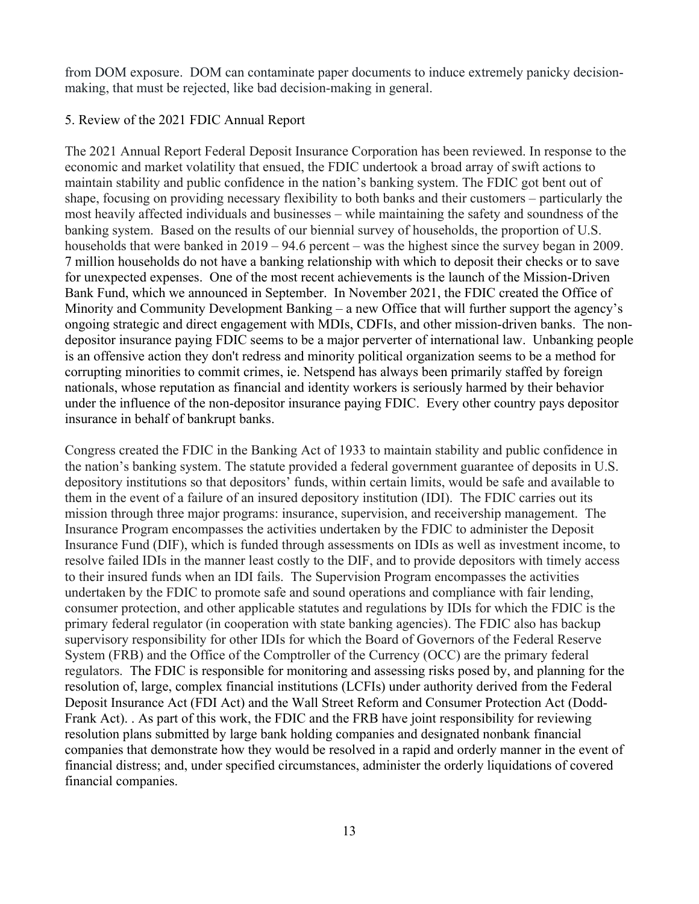from DOM exposure. DOM can contaminate paper documents to induce extremely panicky decision-making, that must be rejected, like bad decision-making in general.

## 5. Review of the 2021 FDIC Annual Report

The 2021 Annual Report Federal Deposit Insurance Corporation has been reviewed. In response to the economic and market volatility that ensued, the FDIC undertook a broad array of swift actions to maintain stability and public confidence in the nation's banking system. The FDIC got bent out of shape, focusing on providing necessary flexibility to both banks and their customers – particularly the most heavily affected individuals and businesses – while maintaining the safety and soundness of the banking system. Based on the results of our biennial survey of households, the proportion of U.S. households that were banked in 2019 – 94.6 percent – was the highest since the survey began in 2009. 7 million households do not have a banking relationship with which to deposit their checks or to save for unexpected expenses. One of the most recent achievements is the launch of the Mission-Driven Bank Fund, which we announced in September. In November 2021, the FDIC created the Office of Minority and Community Development Banking – a new Office that will further support the agency's ongoing strategic and direct engagement with MDIs, CDFIs, and other mission-driven banks. The non-depositor insurance paying FDIC seems to be a major perverter of international law. Unbanking people is an offensive action they don't redress and minority political organization seems to be a method for corrupting minorities to commit crimes, ie. Netspend has always been primarily staffed by foreign nationals, whose reputation as financial and identity workers is seriously harmed by their behavior under the influence of the non-depositor insurance paying FDIC. Every other country pays depositor insurance in behalf of bankrupt banks.

Congress created the FDIC in the Banking Act of 1933 to maintain stability and public confidence in the nation's banking system. The statute provided a federal government guarantee of deposits in U.S. depository institutions so that depositors' funds, within certain limits, would be safe and available to them in the event of a failure of an insured depository institution (IDI). The FDIC carries out its mission through three major programs: insurance, supervision, and receivership management. The Insurance Program encompasses the activities undertaken by the FDIC to administer the Deposit Insurance Fund (DIF), which is funded through assessments on IDIs as well as investment income, to resolve failed IDIs in the manner least costly to the DIF, and to provide depositors with timely access to their insured funds when an IDI fails. The Supervision Program encompasses the activities undertaken by the FDIC to promote safe and sound operations and compliance with fair lending, consumer protection, and other applicable statutes and regulations by IDIs for which the FDIC is the primary federal regulator (in cooperation with state banking agencies). The FDIC also has backup supervisory responsibility for other IDIs for which the Board of Governors of the Federal Reserve System (FRB) and the Office of the Comptroller of the Currency (OCC) are the primary federal regulators. The FDIC is responsible for monitoring and assessing risks posed by, and planning for the resolution of, large, complex financial institutions (LCFIs) under authority derived from the Federal Deposit Insurance Act (FDI Act) and the Wall Street Reform and Consumer Protection Act (Dodd-Frank Act). . As part of this work, the FDIC and the FRB have joint responsibility for reviewing resolution plans submitted by large bank holding companies and designated nonbank financial companies that demonstrate how they would be resolved in a rapid and orderly manner in the event of financial distress; and, under specified circumstances, administer the orderly liquidations of covered financial companies.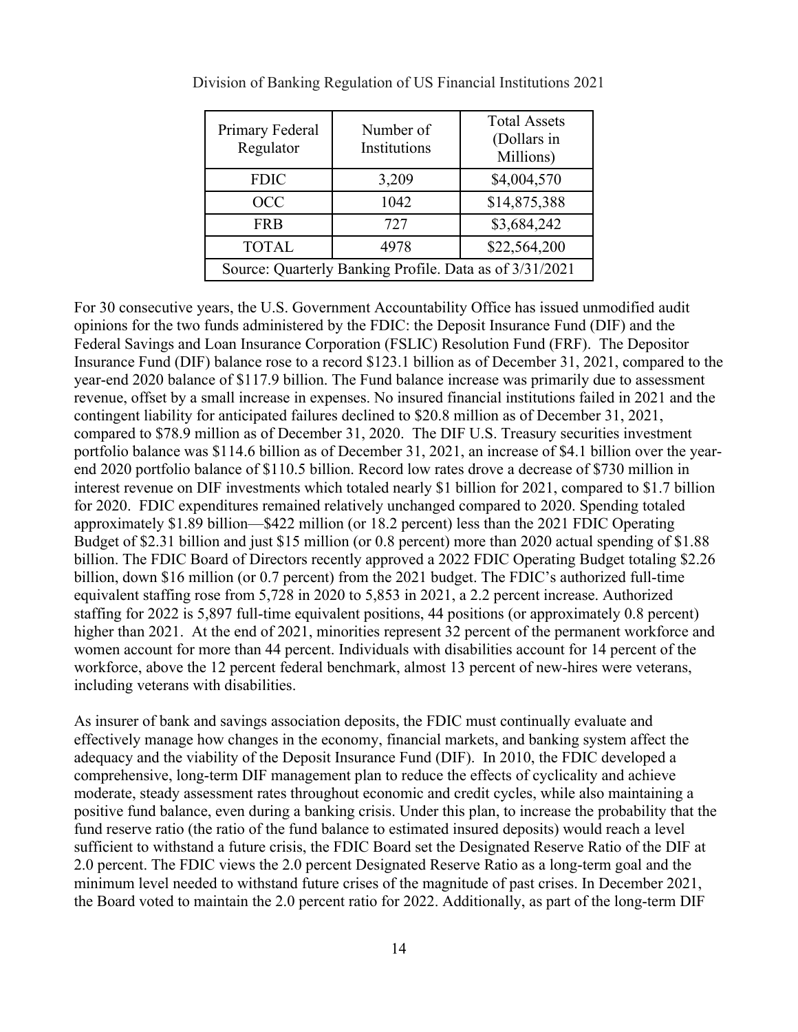Division of Banking Regulation of US Financial Institutions 2021

| Primary Federal Regulator | Number of Institutions | Total Assets (Dollars in Millions) |
|---|---|---|
| FDIC | 3,209 | $4,004,570 |
| OCC | 1042 | $14,875,388 |
| FRB | 727 | $3,684,242 |
| TOTAL | 4978 | $22,564,200 |
| Source: Quarterly Banking Profile. Data as of 3/31/2021 | | |

For 30 consecutive years, the U.S. Government Accountability Office has issued unmodified audit opinions for the two funds administered by the FDIC: the Deposit Insurance Fund (DIF) and the Federal Savings and Loan Insurance Corporation (FSLIC) Resolution Fund (FRF). The Depositor Insurance Fund (DIF) balance rose to a record $123.1 billion as of December 31, 2021, compared to the year-end 2020 balance of $117.9 billion. The Fund balance increase was primarily due to assessment revenue, offset by a small increase in expenses. No insured financial institutions failed in 2021 and the contingent liability for anticipated failures declined to $20.8 million as of December 31, 2021, compared to $78.9 million as of December 31, 2020. The DIF U.S. Treasury securities investment portfolio balance was $114.6 billion as of December 31, 2021, an increase of $4.1 billion over the year-end 2020 portfolio balance of $110.5 billion. Record low rates drove a decrease of $730 million in interest revenue on DIF investments which totaled nearly $1 billion for 2021, compared to $1.7 billion for 2020. FDIC expenditures remained relatively unchanged compared to 2020. Spending totaled approximately $1.89 billion—$422 million (or 18.2 percent) less than the 2021 FDIC Operating Budget of $2.31 billion and just $15 million (or 0.8 percent) more than 2020 actual spending of $1.88 billion. The FDIC Board of Directors recently approved a 2022 FDIC Operating Budget totaling $2.26 billion, down $16 million (or 0.7 percent) from the 2021 budget. The FDIC's authorized full-time equivalent staffing rose from 5,728 in 2020 to 5,853 in 2021, a 2.2 percent increase. Authorized staffing for 2022 is 5,897 full-time equivalent positions, 44 positions (or approximately 0.8 percent) higher than 2021. At the end of 2021, minorities represent 32 percent of the permanent workforce and women account for more than 44 percent. Individuals with disabilities account for 14 percent of the workforce, above the 12 percent federal benchmark, almost 13 percent of new-hires were veterans, including veterans with disabilities.

As insurer of bank and savings association deposits, the FDIC must continually evaluate and effectively manage how changes in the economy, financial markets, and banking system affect the adequacy and the viability of the Deposit Insurance Fund (DIF). In 2010, the FDIC developed a comprehensive, long-term DIF management plan to reduce the effects of cyclicality and achieve moderate, steady assessment rates throughout economic and credit cycles, while also maintaining a positive fund balance, even during a banking crisis. Under this plan, to increase the probability that the fund reserve ratio (the ratio of the fund balance to estimated insured deposits) would reach a level sufficient to withstand a future crisis, the FDIC Board set the Designated Reserve Ratio of the DIF at 2.0 percent. The FDIC views the 2.0 percent Designated Reserve Ratio as a long-term goal and the minimum level needed to withstand future crises of the magnitude of past crises. In December 2021, the Board voted to maintain the 2.0 percent ratio for 2022. Additionally, as part of the long-term DIF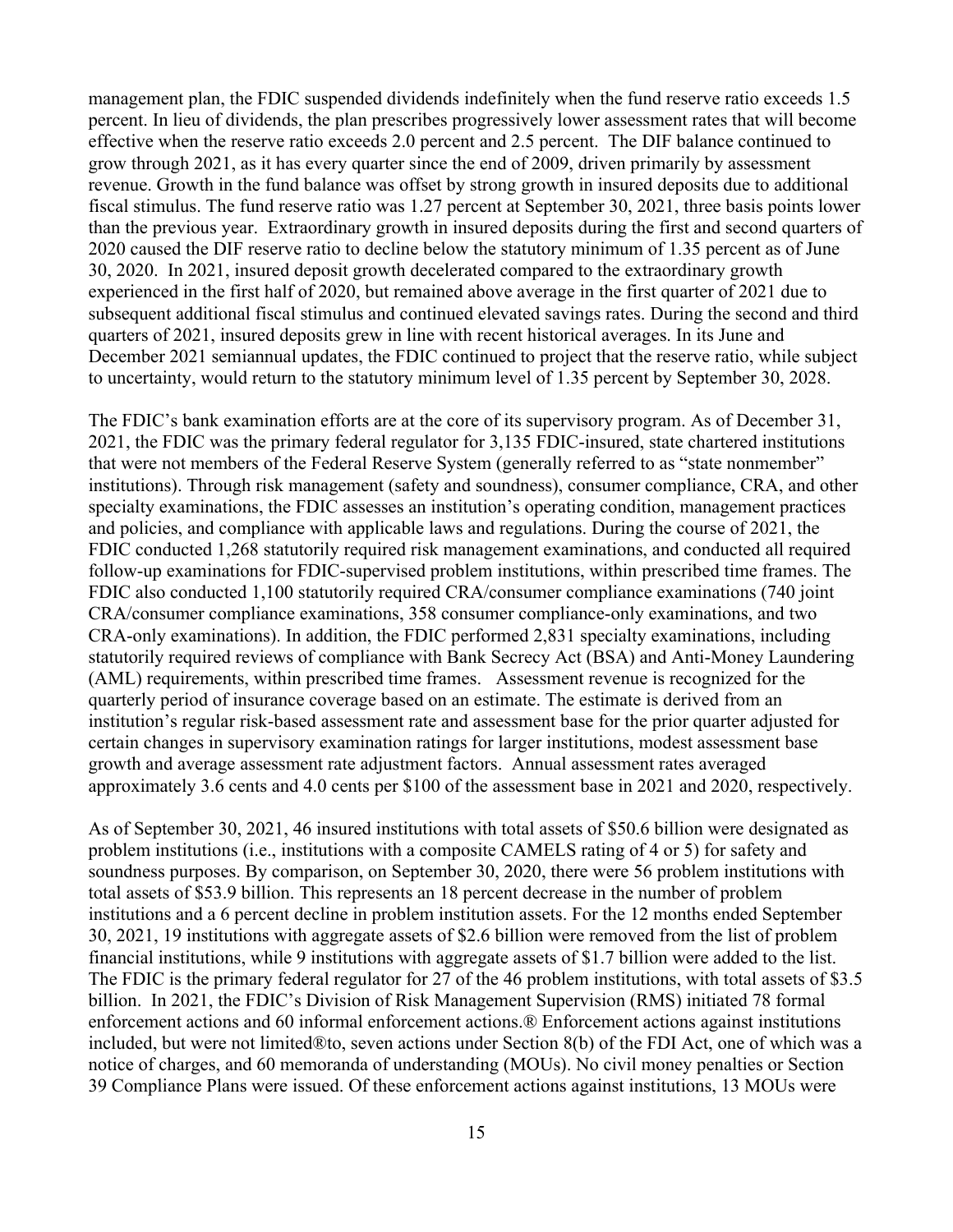management plan, the FDIC suspended dividends indefinitely when the fund reserve ratio exceeds 1.5 percent. In lieu of dividends, the plan prescribes progressively lower assessment rates that will become effective when the reserve ratio exceeds 2.0 percent and 2.5 percent. The DIF balance continued to grow through 2021, as it has every quarter since the end of 2009, driven primarily by assessment revenue. Growth in the fund balance was offset by strong growth in insured deposits due to additional fiscal stimulus. The fund reserve ratio was 1.27 percent at September 30, 2021, three basis points lower than the previous year. Extraordinary growth in insured deposits during the first and second quarters of 2020 caused the DIF reserve ratio to decline below the statutory minimum of 1.35 percent as of June 30, 2020. In 2021, insured deposit growth decelerated compared to the extraordinary growth experienced in the first half of 2020, but remained above average in the first quarter of 2021 due to subsequent additional fiscal stimulus and continued elevated savings rates. During the second and third quarters of 2021, insured deposits grew in line with recent historical averages. In its June and December 2021 semiannual updates, the FDIC continued to project that the reserve ratio, while subject to uncertainty, would return to the statutory minimum level of 1.35 percent by September 30, 2028.

The FDIC's bank examination efforts are at the core of its supervisory program. As of December 31, 2021, the FDIC was the primary federal regulator for 3,135 FDIC-insured, state chartered institutions that were not members of the Federal Reserve System (generally referred to as "state nonmember" institutions). Through risk management (safety and soundness), consumer compliance, CRA, and other specialty examinations, the FDIC assesses an institution's operating condition, management practices and policies, and compliance with applicable laws and regulations. During the course of 2021, the FDIC conducted 1,268 statutorily required risk management examinations, and conducted all required follow-up examinations for FDIC-supervised problem institutions, within prescribed time frames. The FDIC also conducted 1,100 statutorily required CRA/consumer compliance examinations (740 joint CRA/consumer compliance examinations, 358 consumer compliance-only examinations, and two CRA-only examinations). In addition, the FDIC performed 2,831 specialty examinations, including statutorily required reviews of compliance with Bank Secrecy Act (BSA) and Anti-Money Laundering (AML) requirements, within prescribed time frames. Assessment revenue is recognized for the quarterly period of insurance coverage based on an estimate. The estimate is derived from an institution's regular risk-based assessment rate and assessment base for the prior quarter adjusted for certain changes in supervisory examination ratings for larger institutions, modest assessment base growth and average assessment rate adjustment factors. Annual assessment rates averaged approximately 3.6 cents and 4.0 cents per $100 of the assessment base in 2021 and 2020, respectively.

As of September 30, 2021, 46 insured institutions with total assets of $50.6 billion were designated as problem institutions (i.e., institutions with a composite CAMELS rating of 4 or 5) for safety and soundness purposes. By comparison, on September 30, 2020, there were 56 problem institutions with total assets of $53.9 billion. This represents an 18 percent decrease in the number of problem institutions and a 6 percent decline in problem institution assets. For the 12 months ended September 30, 2021, 19 institutions with aggregate assets of $2.6 billion were removed from the list of problem financial institutions, while 9 institutions with aggregate assets of $1.7 billion were added to the list. The FDIC is the primary federal regulator for 27 of the 46 problem institutions, with total assets of $3.5 billion. In 2021, the FDIC's Division of Risk Management Supervision (RMS) initiated 78 formal enforcement actions and 60 informal enforcement actions.® Enforcement actions against institutions included, but were not limited®to, seven actions under Section 8(b) of the FDI Act, one of which was a notice of charges, and 60 memoranda of understanding (MOUs). No civil money penalties or Section 39 Compliance Plans were issued. Of these enforcement actions against institutions, 13 MOUs were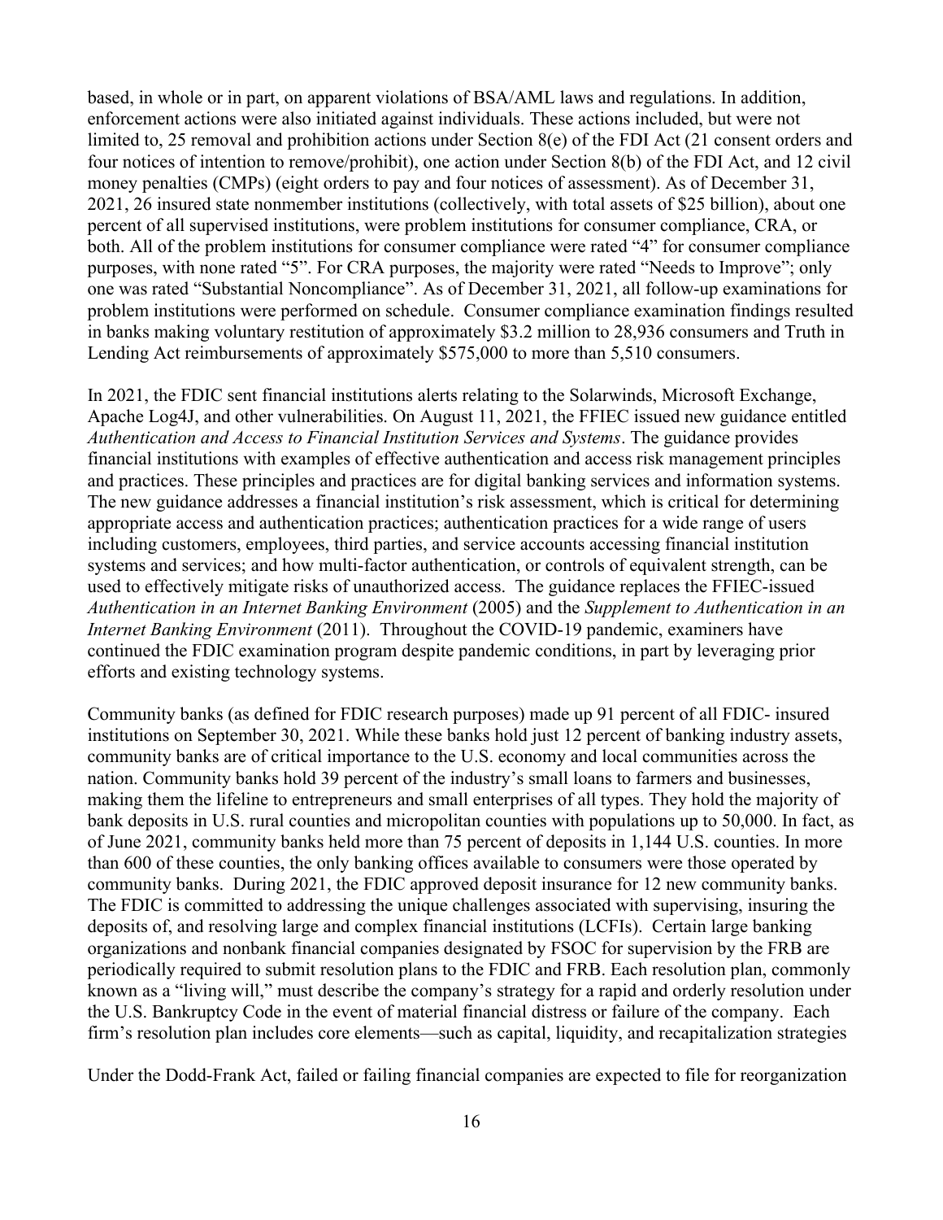based, in whole or in part, on apparent violations of BSA/AML laws and regulations. In addition, enforcement actions were also initiated against individuals. These actions included, but were not limited to, 25 removal and prohibition actions under Section 8(e) of the FDI Act (21 consent orders and four notices of intention to remove/prohibit), one action under Section 8(b) of the FDI Act, and 12 civil money penalties (CMPs) (eight orders to pay and four notices of assessment). As of December 31, 2021, 26 insured state nonmember institutions (collectively, with total assets of $25 billion), about one percent of all supervised institutions, were problem institutions for consumer compliance, CRA, or both. All of the problem institutions for consumer compliance were rated "4" for consumer compliance purposes, with none rated "5". For CRA purposes, the majority were rated "Needs to Improve"; only one was rated "Substantial Noncompliance". As of December 31, 2021, all follow-up examinations for problem institutions were performed on schedule. Consumer compliance examination findings resulted in banks making voluntary restitution of approximately $3.2 million to 28,936 consumers and Truth in Lending Act reimbursements of approximately $575,000 to more than 5,510 consumers.

In 2021, the FDIC sent financial institutions alerts relating to the Solarwinds, Microsoft Exchange, Apache Log4J, and other vulnerabilities. On August 11, 2021, the FFIEC issued new guidance entitled *Authentication and Access to Financial Institution Services and Systems*. The guidance provides financial institutions with examples of effective authentication and access risk management principles and practices. These principles and practices are for digital banking services and information systems. The new guidance addresses a financial institution's risk assessment, which is critical for determining appropriate access and authentication practices; authentication practices for a wide range of users including customers, employees, third parties, and service accounts accessing financial institution systems and services; and how multi-factor authentication, or controls of equivalent strength, can be used to effectively mitigate risks of unauthorized access. The guidance replaces the FFIEC-issued *Authentication in an Internet Banking Environment* (2005) and the *Supplement to Authentication in an Internet Banking Environment* (2011). Throughout the COVID-19 pandemic, examiners have continued the FDIC examination program despite pandemic conditions, in part by leveraging prior efforts and existing technology systems.

Community banks (as defined for FDIC research purposes) made up 91 percent of all FDIC- insured institutions on September 30, 2021. While these banks hold just 12 percent of banking industry assets, community banks are of critical importance to the U.S. economy and local communities across the nation. Community banks hold 39 percent of the industry's small loans to farmers and businesses, making them the lifeline to entrepreneurs and small enterprises of all types. They hold the majority of bank deposits in U.S. rural counties and micropolitan counties with populations up to 50,000. In fact, as of June 2021, community banks held more than 75 percent of deposits in 1,144 U.S. counties. In more than 600 of these counties, the only banking offices available to consumers were those operated by community banks. During 2021, the FDIC approved deposit insurance for 12 new community banks. The FDIC is committed to addressing the unique challenges associated with supervising, insuring the deposits of, and resolving large and complex financial institutions (LCFIs). Certain large banking organizations and nonbank financial companies designated by FSOC for supervision by the FRB are periodically required to submit resolution plans to the FDIC and FRB. Each resolution plan, commonly known as a "living will," must describe the company's strategy for a rapid and orderly resolution under the U.S. Bankruptcy Code in the event of material financial distress or failure of the company. Each firm's resolution plan includes core elements—such as capital, liquidity, and recapitalization strategies

Under the Dodd-Frank Act, failed or failing financial companies are expected to file for reorganization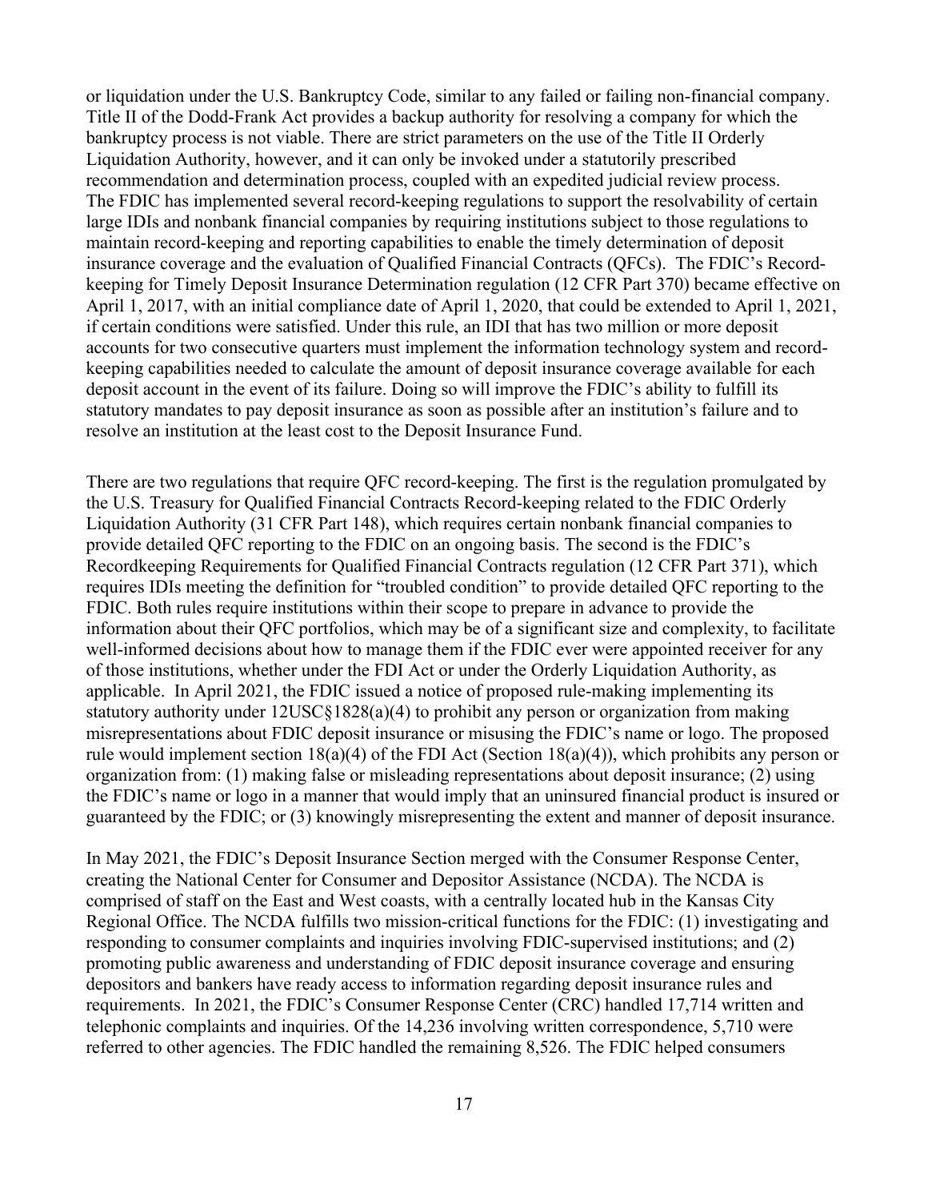or liquidation under the U.S. Bankruptcy Code, similar to any failed or failing non-financial company. Title II of the Dodd-Frank Act provides a backup authority for resolving a company for which the bankruptcy process is not viable. There are strict parameters on the use of the Title II Orderly Liquidation Authority, however, and it can only be invoked under a statutorily prescribed recommendation and determination process, coupled with an expedited judicial review process. The FDIC has implemented several record-keeping regulations to support the resolvability of certain large IDIs and nonbank financial companies by requiring institutions subject to those regulations to maintain record-keeping and reporting capabilities to enable the timely determination of deposit insurance coverage and the evaluation of Qualified Financial Contracts (QFCs). The FDIC's Record-keeping for Timely Deposit Insurance Determination regulation (12 CFR Part 370) became effective on April 1, 2017, with an initial compliance date of April 1, 2020, that could be extended to April 1, 2021, if certain conditions were satisfied. Under this rule, an IDI that has two million or more deposit accounts for two consecutive quarters must implement the information technology system and record-keeping capabilities needed to calculate the amount of deposit insurance coverage available for each deposit account in the event of its failure. Doing so will improve the FDIC's ability to fulfill its statutory mandates to pay deposit insurance as soon as possible after an institution's failure and to resolve an institution at the least cost to the Deposit Insurance Fund.

There are two regulations that require QFC record-keeping. The first is the regulation promulgated by the U.S. Treasury for Qualified Financial Contracts Record-keeping related to the FDIC Orderly Liquidation Authority (31 CFR Part 148), which requires certain nonbank financial companies to provide detailed QFC reporting to the FDIC on an ongoing basis. The second is the FDIC's Recordkeeping Requirements for Qualified Financial Contracts regulation (12 CFR Part 371), which requires IDIs meeting the definition for "troubled condition" to provide detailed QFC reporting to the FDIC. Both rules require institutions within their scope to prepare in advance to provide the information about their QFC portfolios, which may be of a significant size and complexity, to facilitate well-informed decisions about how to manage them if the FDIC ever were appointed receiver for any of those institutions, whether under the FDI Act or under the Orderly Liquidation Authority, as applicable. In April 2021, the FDIC issued a notice of proposed rule-making implementing its statutory authority under 12USC§1828(a)(4) to prohibit any person or organization from making misrepresentations about FDIC deposit insurance or misusing the FDIC's name or logo. The proposed rule would implement section 18(a)(4) of the FDI Act (Section 18(a)(4)), which prohibits any person or organization from: (1) making false or misleading representations about deposit insurance; (2) using the FDIC's name or logo in a manner that would imply that an uninsured financial product is insured or guaranteed by the FDIC; or (3) knowingly misrepresenting the extent and manner of deposit insurance.

In May 2021, the FDIC's Deposit Insurance Section merged with the Consumer Response Center, creating the National Center for Consumer and Depositor Assistance (NCDA). The NCDA is comprised of staff on the East and West coasts, with a centrally located hub in the Kansas City Regional Office. The NCDA fulfills two mission-critical functions for the FDIC: (1) investigating and responding to consumer complaints and inquiries involving FDIC-supervised institutions; and (2) promoting public awareness and understanding of FDIC deposit insurance coverage and ensuring depositors and bankers have ready access to information regarding deposit insurance rules and requirements. In 2021, the FDIC's Consumer Response Center (CRC) handled 17,714 written and telephonic complaints and inquiries. Of the 14,236 involving written correspondence, 5,710 were referred to other agencies. The FDIC handled the remaining 8,526. The FDIC helped consumers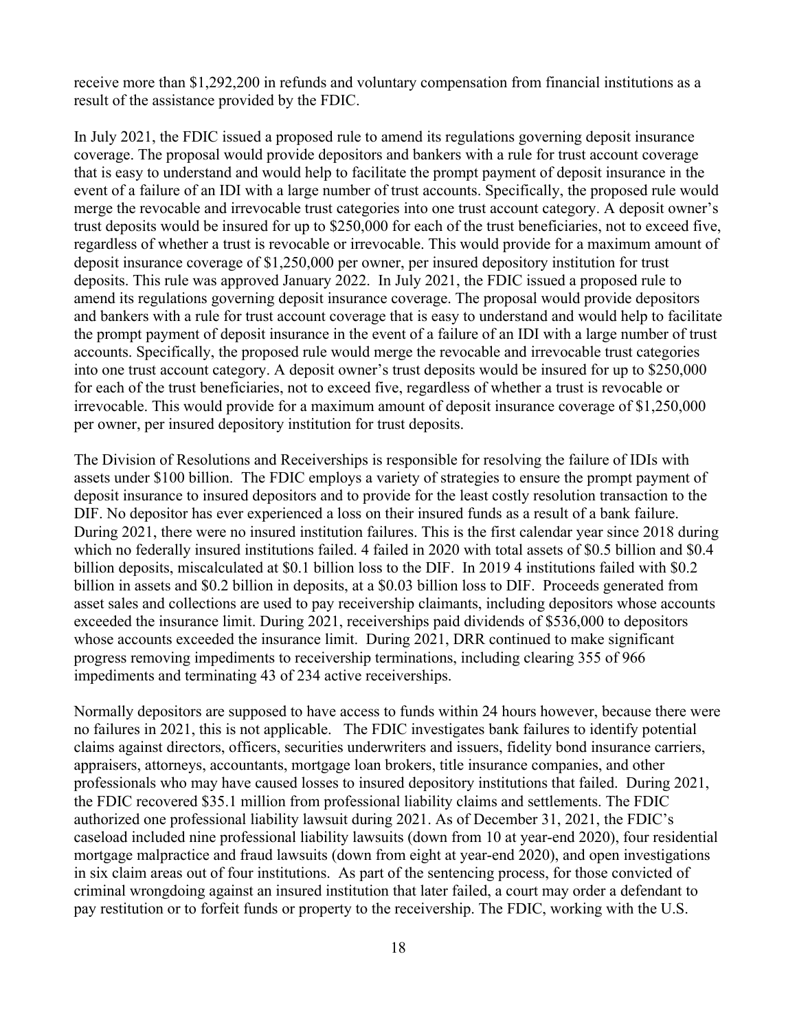receive more than $1,292,200 in refunds and voluntary compensation from financial institutions as a result of the assistance provided by the FDIC.

In July 2021, the FDIC issued a proposed rule to amend its regulations governing deposit insurance coverage. The proposal would provide depositors and bankers with a rule for trust account coverage that is easy to understand and would help to facilitate the prompt payment of deposit insurance in the event of a failure of an IDI with a large number of trust accounts. Specifically, the proposed rule would merge the revocable and irrevocable trust categories into one trust account category. A deposit owner's trust deposits would be insured for up to $250,000 for each of the trust beneficiaries, not to exceed five, regardless of whether a trust is revocable or irrevocable. This would provide for a maximum amount of deposit insurance coverage of $1,250,000 per owner, per insured depository institution for trust deposits. This rule was approved January 2022. In July 2021, the FDIC issued a proposed rule to amend its regulations governing deposit insurance coverage. The proposal would provide depositors and bankers with a rule for trust account coverage that is easy to understand and would help to facilitate the prompt payment of deposit insurance in the event of a failure of an IDI with a large number of trust accounts. Specifically, the proposed rule would merge the revocable and irrevocable trust categories into one trust account category. A deposit owner's trust deposits would be insured for up to $250,000 for each of the trust beneficiaries, not to exceed five, regardless of whether a trust is revocable or irrevocable. This would provide for a maximum amount of deposit insurance coverage of $1,250,000 per owner, per insured depository institution for trust deposits.

The Division of Resolutions and Receiverships is responsible for resolving the failure of IDIs with assets under $100 billion. The FDIC employs a variety of strategies to ensure the prompt payment of deposit insurance to insured depositors and to provide for the least costly resolution transaction to the DIF. No depositor has ever experienced a loss on their insured funds as a result of a bank failure. During 2021, there were no insured institution failures. This is the first calendar year since 2018 during which no federally insured institutions failed. 4 failed in 2020 with total assets of $0.5 billion and $0.4 billion deposits, miscalculated at $0.1 billion loss to the DIF. In 2019 4 institutions failed with $0.2 billion in assets and $0.2 billion in deposits, at a $0.03 billion loss to DIF. Proceeds generated from asset sales and collections are used to pay receivership claimants, including depositors whose accounts exceeded the insurance limit. During 2021, receiverships paid dividends of $536,000 to depositors whose accounts exceeded the insurance limit. During 2021, DRR continued to make significant progress removing impediments to receivership terminations, including clearing 355 of 966 impediments and terminating 43 of 234 active receiverships.

Normally depositors are supposed to have access to funds within 24 hours however, because there were no failures in 2021, this is not applicable. The FDIC investigates bank failures to identify potential claims against directors, officers, securities underwriters and issuers, fidelity bond insurance carriers, appraisers, attorneys, accountants, mortgage loan brokers, title insurance companies, and other professionals who may have caused losses to insured depository institutions that failed. During 2021, the FDIC recovered $35.1 million from professional liability claims and settlements. The FDIC authorized one professional liability lawsuit during 2021. As of December 31, 2021, the FDIC's caseload included nine professional liability lawsuits (down from 10 at year-end 2020), four residential mortgage malpractice and fraud lawsuits (down from eight at year-end 2020), and open investigations in six claim areas out of four institutions. As part of the sentencing process, for those convicted of criminal wrongdoing against an insured institution that later failed, a court may order a defendant to pay restitution or to forfeit funds or property to the receivership. The FDIC, working with the U.S.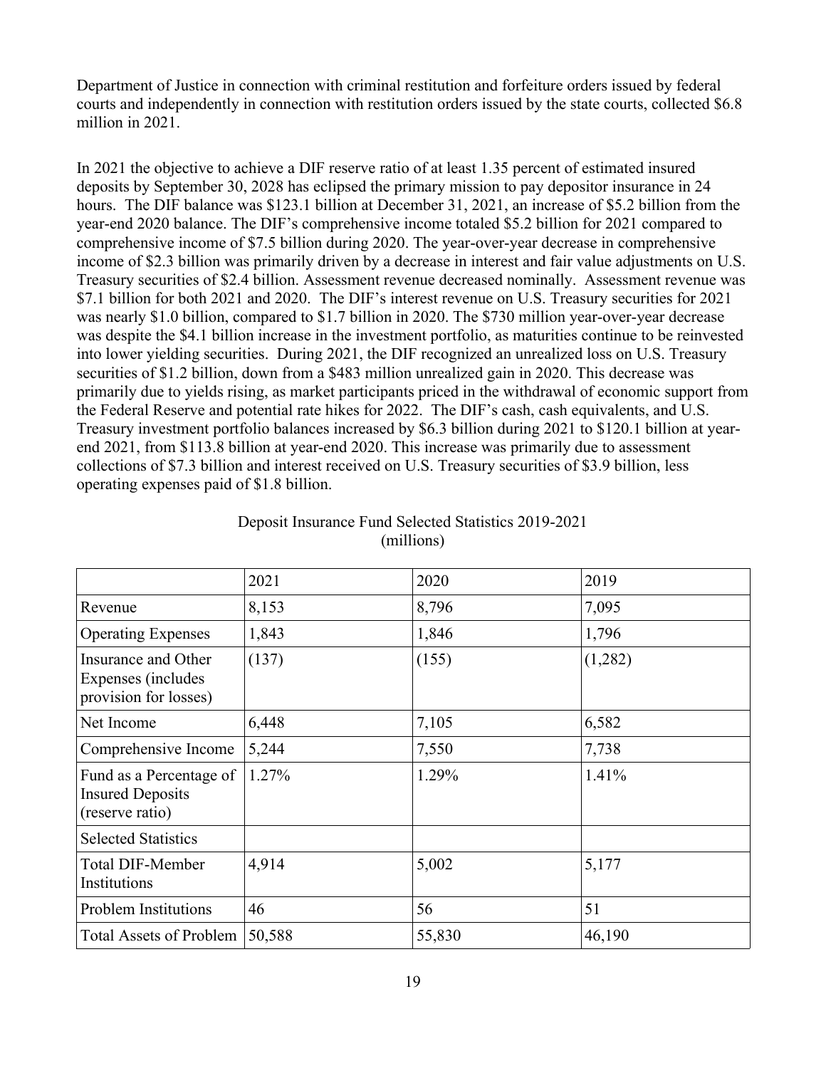Department of Justice in connection with criminal restitution and forfeiture orders issued by federal courts and independently in connection with restitution orders issued by the state courts, collected $6.8 million in 2021.

In 2021 the objective to achieve a DIF reserve ratio of at least 1.35 percent of estimated insured deposits by September 30, 2028 has eclipsed the primary mission to pay depositor insurance in 24 hours. The DIF balance was $123.1 billion at December 31, 2021, an increase of $5.2 billion from the year-end 2020 balance. The DIF's comprehensive income totaled $5.2 billion for 2021 compared to comprehensive income of $7.5 billion during 2020. The year-over-year decrease in comprehensive income of $2.3 billion was primarily driven by a decrease in interest and fair value adjustments on U.S. Treasury securities of $2.4 billion. Assessment revenue decreased nominally. Assessment revenue was $7.1 billion for both 2021 and 2020. The DIF's interest revenue on U.S. Treasury securities for 2021 was nearly $1.0 billion, compared to $1.7 billion in 2020. The $730 million year-over-year decrease was despite the $4.1 billion increase in the investment portfolio, as maturities continue to be reinvested into lower yielding securities. During 2021, the DIF recognized an unrealized loss on U.S. Treasury securities of $1.2 billion, down from a $483 million unrealized gain in 2020. This decrease was primarily due to yields rising, as market participants priced in the withdrawal of economic support from the Federal Reserve and potential rate hikes for 2022. The DIF's cash, cash equivalents, and U.S. Treasury investment portfolio balances increased by $6.3 billion during 2021 to $120.1 billion at year-end 2021, from $113.8 billion at year-end 2020. This increase was primarily due to assessment collections of $7.3 billion and interest received on U.S. Treasury securities of $3.9 billion, less operating expenses paid of $1.8 billion.

Deposit Insurance Fund Selected Statistics 2019-2021
(millions)

| | 2021 | 2020 | 2019 |
|---|---|---|---|
| Revenue | 8,153 | 8,796 | 7,095 |
| Operating Expenses | 1,843 | 1,846 | 1,796 |
| Insurance and Other Expenses (includes provision for losses) | (137) | (155) | (1,282) |
| Net Income | 6,448 | 7,105 | 6,582 |
| Comprehensive Income | 5,244 | 7,550 | 7,738 |
| Fund as a Percentage of Insured Deposits (reserve ratio) | 1.27% | 1.29% | 1.41% |
| Selected Statistics | | | |
| Total DIF-Member Institutions | 4,914 | 5,002 | 5,177 |
| Problem Institutions | 46 | 56 | 51 |
| Total Assets of Problem | 50,588 | 55,830 | 46,190 |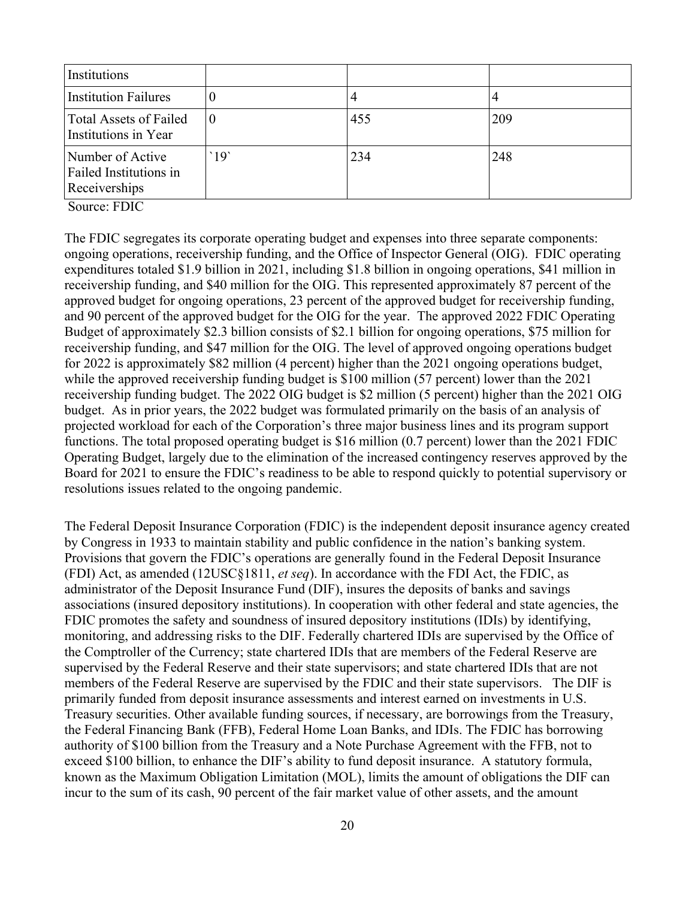| Institutions | | | |
|---|---|---|---|
| Institution Failures | 0 | 4 | 4 |
| Total Assets of Failed Institutions in Year | 0 | 455 | 209 |
| Number of Active Failed Institutions in Receiverships | `19` | 234 | 248 |

Source: FDIC

The FDIC segregates its corporate operating budget and expenses into three separate components: ongoing operations, receivership funding, and the Office of Inspector General (OIG). FDIC operating expenditures totaled $1.9 billion in 2021, including $1.8 billion in ongoing operations, $41 million in receivership funding, and $40 million for the OIG. This represented approximately 87 percent of the approved budget for ongoing operations, 23 percent of the approved budget for receivership funding, and 90 percent of the approved budget for the OIG for the year. The approved 2022 FDIC Operating Budget of approximately $2.3 billion consists of $2.1 billion for ongoing operations, $75 million for receivership funding, and $47 million for the OIG. The level of approved ongoing operations budget for 2022 is approximately $82 million (4 percent) higher than the 2021 ongoing operations budget, while the approved receivership funding budget is $100 million (57 percent) lower than the 2021 receivership funding budget. The 2022 OIG budget is $2 million (5 percent) higher than the 2021 OIG budget. As in prior years, the 2022 budget was formulated primarily on the basis of an analysis of projected workload for each of the Corporation's three major business lines and its program support functions. The total proposed operating budget is $16 million (0.7 percent) lower than the 2021 FDIC Operating Budget, largely due to the elimination of the increased contingency reserves approved by the Board for 2021 to ensure the FDIC's readiness to be able to respond quickly to potential supervisory or resolutions issues related to the ongoing pandemic.

The Federal Deposit Insurance Corporation (FDIC) is the independent deposit insurance agency created by Congress in 1933 to maintain stability and public confidence in the nation's banking system. Provisions that govern the FDIC's operations are generally found in the Federal Deposit Insurance (FDI) Act, as amended (12USC§1811, *et seq*). In accordance with the FDI Act, the FDIC, as administrator of the Deposit Insurance Fund (DIF), insures the deposits of banks and savings associations (insured depository institutions). In cooperation with other federal and state agencies, the FDIC promotes the safety and soundness of insured depository institutions (IDIs) by identifying, monitoring, and addressing risks to the DIF. Federally chartered IDIs are supervised by the Office of the Comptroller of the Currency; state chartered IDIs that are members of the Federal Reserve are supervised by the Federal Reserve and their state supervisors; and state chartered IDIs that are not members of the Federal Reserve are supervised by the FDIC and their state supervisors. The DIF is primarily funded from deposit insurance assessments and interest earned on investments in U.S. Treasury securities. Other available funding sources, if necessary, are borrowings from the Treasury, the Federal Financing Bank (FFB), Federal Home Loan Banks, and IDIs. The FDIC has borrowing authority of $100 billion from the Treasury and a Note Purchase Agreement with the FFB, not to exceed $100 billion, to enhance the DIF's ability to fund deposit insurance. A statutory formula, known as the Maximum Obligation Limitation (MOL), limits the amount of obligations the DIF can incur to the sum of its cash, 90 percent of the fair market value of other assets, and the amount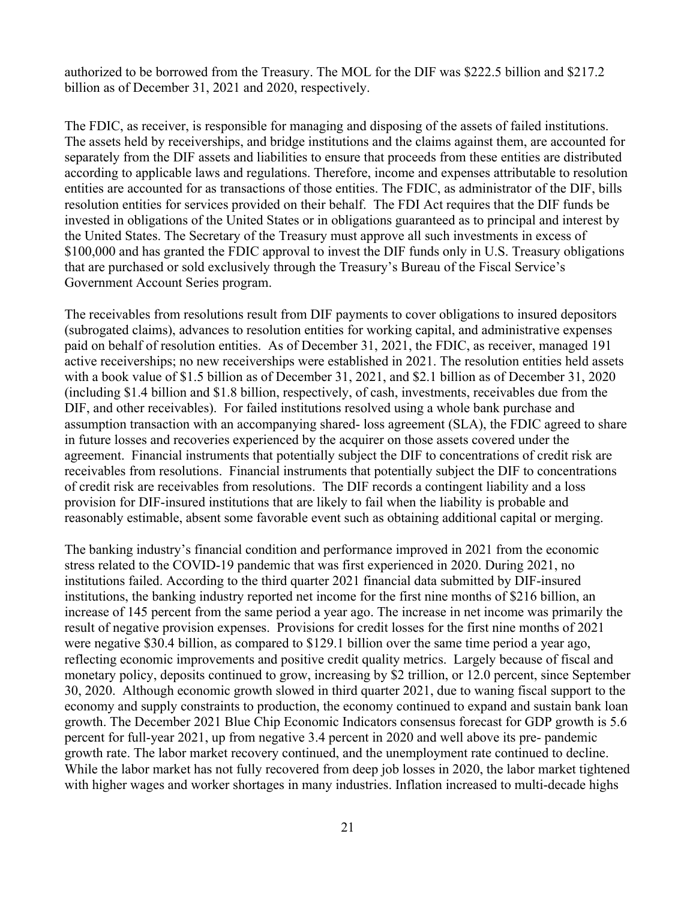authorized to be borrowed from the Treasury. The MOL for the DIF was $222.5 billion and $217.2 billion as of December 31, 2021 and 2020, respectively.

The FDIC, as receiver, is responsible for managing and disposing of the assets of failed institutions. The assets held by receiverships, and bridge institutions and the claims against them, are accounted for separately from the DIF assets and liabilities to ensure that proceeds from these entities are distributed according to applicable laws and regulations. Therefore, income and expenses attributable to resolution entities are accounted for as transactions of those entities. The FDIC, as administrator of the DIF, bills resolution entities for services provided on their behalf. The FDI Act requires that the DIF funds be invested in obligations of the United States or in obligations guaranteed as to principal and interest by the United States. The Secretary of the Treasury must approve all such investments in excess of $100,000 and has granted the FDIC approval to invest the DIF funds only in U.S. Treasury obligations that are purchased or sold exclusively through the Treasury's Bureau of the Fiscal Service's Government Account Series program.

The receivables from resolutions result from DIF payments to cover obligations to insured depositors (subrogated claims), advances to resolution entities for working capital, and administrative expenses paid on behalf of resolution entities. As of December 31, 2021, the FDIC, as receiver, managed 191 active receiverships; no new receiverships were established in 2021. The resolution entities held assets with a book value of $1.5 billion as of December 31, 2021, and $2.1 billion as of December 31, 2020 (including $1.4 billion and $1.8 billion, respectively, of cash, investments, receivables due from the DIF, and other receivables). For failed institutions resolved using a whole bank purchase and assumption transaction with an accompanying shared- loss agreement (SLA), the FDIC agreed to share in future losses and recoveries experienced by the acquirer on those assets covered under the agreement. Financial instruments that potentially subject the DIF to concentrations of credit risk are receivables from resolutions. Financial instruments that potentially subject the DIF to concentrations of credit risk are receivables from resolutions. The DIF records a contingent liability and a loss provision for DIF-insured institutions that are likely to fail when the liability is probable and reasonably estimable, absent some favorable event such as obtaining additional capital or merging.

The banking industry's financial condition and performance improved in 2021 from the economic stress related to the COVID-19 pandemic that was first experienced in 2020. During 2021, no institutions failed. According to the third quarter 2021 financial data submitted by DIF-insured institutions, the banking industry reported net income for the first nine months of $216 billion, an increase of 145 percent from the same period a year ago. The increase in net income was primarily the result of negative provision expenses. Provisions for credit losses for the first nine months of 2021 were negative $30.4 billion, as compared to $129.1 billion over the same time period a year ago, reflecting economic improvements and positive credit quality metrics. Largely because of fiscal and monetary policy, deposits continued to grow, increasing by $2 trillion, or 12.0 percent, since September 30, 2020. Although economic growth slowed in third quarter 2021, due to waning fiscal support to the economy and supply constraints to production, the economy continued to expand and sustain bank loan growth. The December 2021 Blue Chip Economic Indicators consensus forecast for GDP growth is 5.6 percent for full-year 2021, up from negative 3.4 percent in 2020 and well above its pre- pandemic growth rate. The labor market recovery continued, and the unemployment rate continued to decline. While the labor market has not fully recovered from deep job losses in 2020, the labor market tightened with higher wages and worker shortages in many industries. Inflation increased to multi-decade highs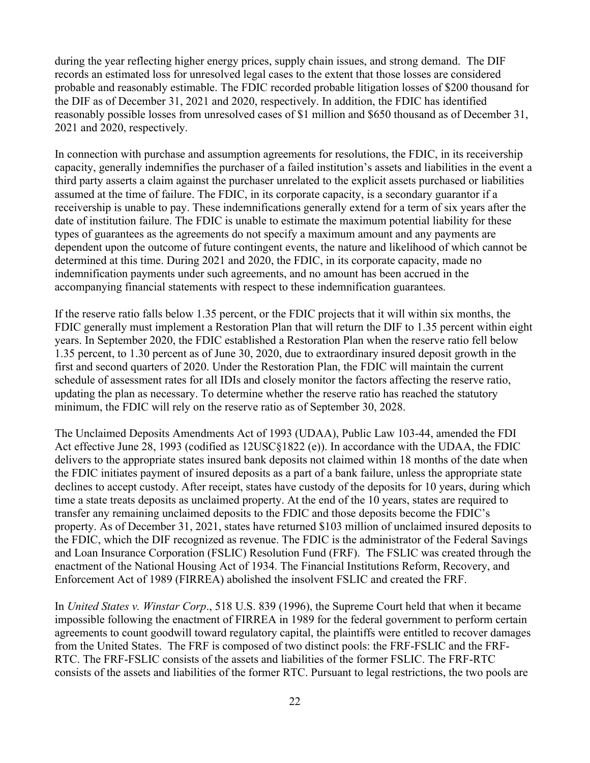during the year reflecting higher energy prices, supply chain issues, and strong demand. The DIF records an estimated loss for unresolved legal cases to the extent that those losses are considered probable and reasonably estimable. The FDIC recorded probable litigation losses of $200 thousand for the DIF as of December 31, 2021 and 2020, respectively. In addition, the FDIC has identified reasonably possible losses from unresolved cases of $1 million and $650 thousand as of December 31, 2021 and 2020, respectively.

In connection with purchase and assumption agreements for resolutions, the FDIC, in its receivership capacity, generally indemnifies the purchaser of a failed institution's assets and liabilities in the event a third party asserts a claim against the purchaser unrelated to the explicit assets purchased or liabilities assumed at the time of failure. The FDIC, in its corporate capacity, is a secondary guarantor if a receivership is unable to pay. These indemnifications generally extend for a term of six years after the date of institution failure. The FDIC is unable to estimate the maximum potential liability for these types of guarantees as the agreements do not specify a maximum amount and any payments are dependent upon the outcome of future contingent events, the nature and likelihood of which cannot be determined at this time. During 2021 and 2020, the FDIC, in its corporate capacity, made no indemnification payments under such agreements, and no amount has been accrued in the accompanying financial statements with respect to these indemnification guarantees.

If the reserve ratio falls below 1.35 percent, or the FDIC projects that it will within six months, the FDIC generally must implement a Restoration Plan that will return the DIF to 1.35 percent within eight years. In September 2020, the FDIC established a Restoration Plan when the reserve ratio fell below 1.35 percent, to 1.30 percent as of June 30, 2020, due to extraordinary insured deposit growth in the first and second quarters of 2020. Under the Restoration Plan, the FDIC will maintain the current schedule of assessment rates for all IDIs and closely monitor the factors affecting the reserve ratio, updating the plan as necessary. To determine whether the reserve ratio has reached the statutory minimum, the FDIC will rely on the reserve ratio as of September 30, 2028.

The Unclaimed Deposits Amendments Act of 1993 (UDAA), Public Law 103-44, amended the FDI Act effective June 28, 1993 (codified as 12USC§1822 (e)). In accordance with the UDAA, the FDIC delivers to the appropriate states insured bank deposits not claimed within 18 months of the date when the FDIC initiates payment of insured deposits as a part of a bank failure, unless the appropriate state declines to accept custody. After receipt, states have custody of the deposits for 10 years, during which time a state treats deposits as unclaimed property. At the end of the 10 years, states are required to transfer any remaining unclaimed deposits to the FDIC and those deposits become the FDIC's property. As of December 31, 2021, states have returned $103 million of unclaimed insured deposits to the FDIC, which the DIF recognized as revenue. The FDIC is the administrator of the Federal Savings and Loan Insurance Corporation (FSLIC) Resolution Fund (FRF). The FSLIC was created through the enactment of the National Housing Act of 1934. The Financial Institutions Reform, Recovery, and Enforcement Act of 1989 (FIRREA) abolished the insolvent FSLIC and created the FRF.

In *United States v. Winstar Corp*., 518 U.S. 839 (1996), the Supreme Court held that when it became impossible following the enactment of FIRREA in 1989 for the federal government to perform certain agreements to count goodwill toward regulatory capital, the plaintiffs were entitled to recover damages from the United States. The FRF is composed of two distinct pools: the FRF-FSLIC and the FRF-RTC. The FRF-FSLIC consists of the assets and liabilities of the former FSLIC. The FRF-RTC consists of the assets and liabilities of the former RTC. Pursuant to legal restrictions, the two pools are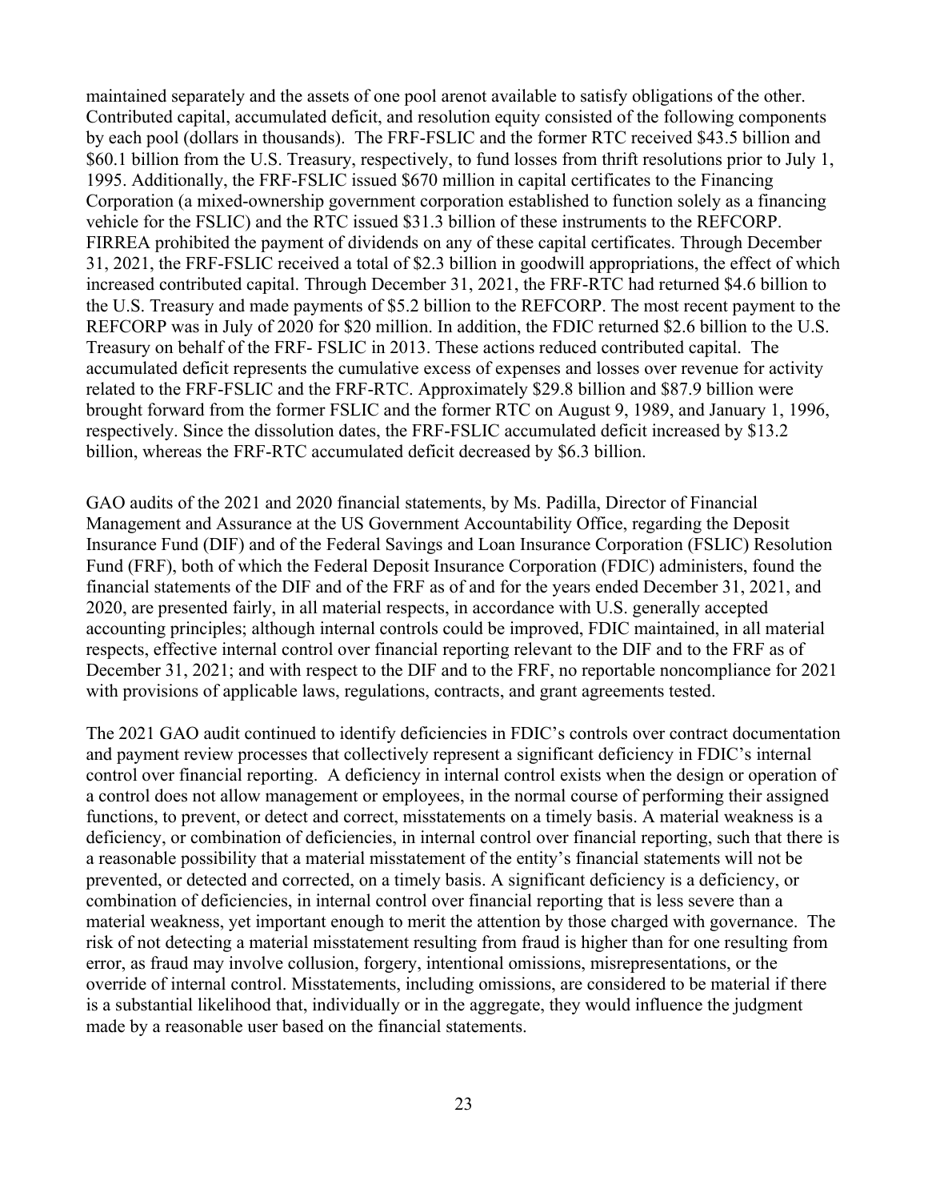maintained separately and the assets of one pool arenot available to satisfy obligations of the other. Contributed capital, accumulated deficit, and resolution equity consisted of the following components by each pool (dollars in thousands). The FRF-FSLIC and the former RTC received $43.5 billion and $60.1 billion from the U.S. Treasury, respectively, to fund losses from thrift resolutions prior to July 1, 1995. Additionally, the FRF-FSLIC issued $670 million in capital certificates to the Financing Corporation (a mixed-ownership government corporation established to function solely as a financing vehicle for the FSLIC) and the RTC issued $31.3 billion of these instruments to the REFCORP. FIRREA prohibited the payment of dividends on any of these capital certificates. Through December 31, 2021, the FRF-FSLIC received a total of $2.3 billion in goodwill appropriations, the effect of which increased contributed capital. Through December 31, 2021, the FRF-RTC had returned $4.6 billion to the U.S. Treasury and made payments of $5.2 billion to the REFCORP. The most recent payment to the REFCORP was in July of 2020 for $20 million. In addition, the FDIC returned $2.6 billion to the U.S. Treasury on behalf of the FRF- FSLIC in 2013. These actions reduced contributed capital. The accumulated deficit represents the cumulative excess of expenses and losses over revenue for activity related to the FRF-FSLIC and the FRF-RTC. Approximately $29.8 billion and $87.9 billion were brought forward from the former FSLIC and the former RTC on August 9, 1989, and January 1, 1996, respectively. Since the dissolution dates, the FRF-FSLIC accumulated deficit increased by $13.2 billion, whereas the FRF-RTC accumulated deficit decreased by $6.3 billion.

GAO audits of the 2021 and 2020 financial statements, by Ms. Padilla, Director of Financial Management and Assurance at the US Government Accountability Office, regarding the Deposit Insurance Fund (DIF) and of the Federal Savings and Loan Insurance Corporation (FSLIC) Resolution Fund (FRF), both of which the Federal Deposit Insurance Corporation (FDIC) administers, found the financial statements of the DIF and of the FRF as of and for the years ended December 31, 2021, and 2020, are presented fairly, in all material respects, in accordance with U.S. generally accepted accounting principles; although internal controls could be improved, FDIC maintained, in all material respects, effective internal control over financial reporting relevant to the DIF and to the FRF as of December 31, 2021; and with respect to the DIF and to the FRF, no reportable noncompliance for 2021 with provisions of applicable laws, regulations, contracts, and grant agreements tested.

The 2021 GAO audit continued to identify deficiencies in FDIC's controls over contract documentation and payment review processes that collectively represent a significant deficiency in FDIC's internal control over financial reporting. A deficiency in internal control exists when the design or operation of a control does not allow management or employees, in the normal course of performing their assigned functions, to prevent, or detect and correct, misstatements on a timely basis. A material weakness is a deficiency, or combination of deficiencies, in internal control over financial reporting, such that there is a reasonable possibility that a material misstatement of the entity's financial statements will not be prevented, or detected and corrected, on a timely basis. A significant deficiency is a deficiency, or combination of deficiencies, in internal control over financial reporting that is less severe than a material weakness, yet important enough to merit the attention by those charged with governance. The risk of not detecting a material misstatement resulting from fraud is higher than for one resulting from error, as fraud may involve collusion, forgery, intentional omissions, misrepresentations, or the override of internal control. Misstatements, including omissions, are considered to be material if there is a substantial likelihood that, individually or in the aggregate, they would influence the judgment made by a reasonable user based on the financial statements.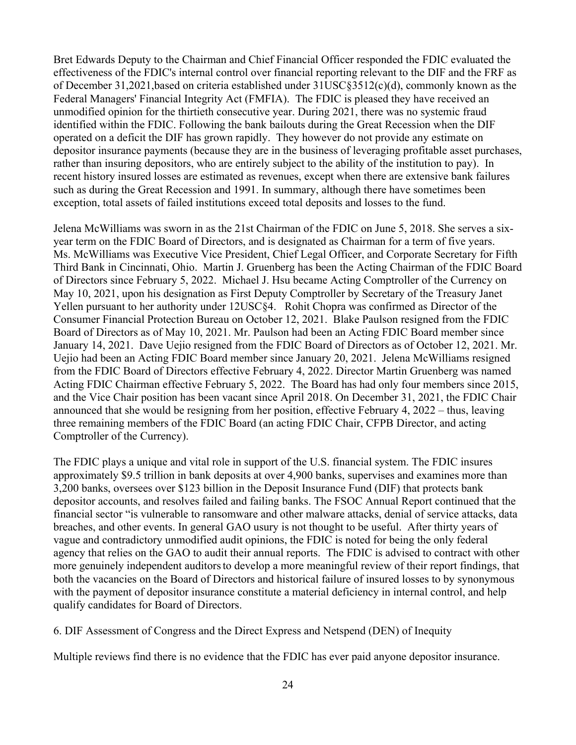Bret Edwards Deputy to the Chairman and Chief Financial Officer responded the FDIC evaluated the effectiveness of the FDIC's internal control over financial reporting relevant to the DIF and the FRF as of December 31,2021,based on criteria established under 31USC§3512(c)(d), commonly known as the Federal Managers' Financial Integrity Act (FMFIA). The FDIC is pleased they have received an unmodified opinion for the thirtieth consecutive year. During 2021, there was no systemic fraud identified within the FDIC. Following the bank bailouts during the Great Recession when the DIF operated on a deficit the DIF has grown rapidly. They however do not provide any estimate on depositor insurance payments (because they are in the business of leveraging profitable asset purchases, rather than insuring depositors, who are entirely subject to the ability of the institution to pay). In recent history insured losses are estimated as revenues, except when there are extensive bank failures such as during the Great Recession and 1991. In summary, although there have sometimes been exception, total assets of failed institutions exceed total deposits and losses to the fund.

Jelena McWilliams was sworn in as the 21st Chairman of the FDIC on June 5, 2018. She serves a six-year term on the FDIC Board of Directors, and is designated as Chairman for a term of five years. Ms. McWilliams was Executive Vice President, Chief Legal Officer, and Corporate Secretary for Fifth Third Bank in Cincinnati, Ohio. Martin J. Gruenberg has been the Acting Chairman of the FDIC Board of Directors since February 5, 2022. Michael J. Hsu became Acting Comptroller of the Currency on May 10, 2021, upon his designation as First Deputy Comptroller by Secretary of the Treasury Janet Yellen pursuant to her authority under 12USC§4. Rohit Chopra was confirmed as Director of the Consumer Financial Protection Bureau on October 12, 2021. Blake Paulson resigned from the FDIC Board of Directors as of May 10, 2021. Mr. Paulson had been an Acting FDIC Board member since January 14, 2021. Dave Uejio resigned from the FDIC Board of Directors as of October 12, 2021. Mr. Uejio had been an Acting FDIC Board member since January 20, 2021. Jelena McWilliams resigned from the FDIC Board of Directors effective February 4, 2022. Director Martin Gruenberg was named Acting FDIC Chairman effective February 5, 2022. The Board has had only four members since 2015, and the Vice Chair position has been vacant since April 2018. On December 31, 2021, the FDIC Chair announced that she would be resigning from her position, effective February 4, 2022 – thus, leaving three remaining members of the FDIC Board (an acting FDIC Chair, CFPB Director, and acting Comptroller of the Currency).

The FDIC plays a unique and vital role in support of the U.S. financial system. The FDIC insures approximately $9.5 trillion in bank deposits at over 4,900 banks, supervises and examines more than 3,200 banks, oversees over $123 billion in the Deposit Insurance Fund (DIF) that protects bank depositor accounts, and resolves failed and failing banks. The FSOC Annual Report continued that the financial sector "is vulnerable to ransomware and other malware attacks, denial of service attacks, data breaches, and other events. In general GAO usury is not thought to be useful. After thirty years of vague and contradictory unmodified audit opinions, the FDIC is noted for being the only federal agency that relies on the GAO to audit their annual reports. The FDIC is advised to contract with other more genuinely independent auditors to develop a more meaningful review of their report findings, that both the vacancies on the Board of Directors and historical failure of insured losses to by synonymous with the payment of depositor insurance constitute a material deficiency in internal control, and help qualify candidates for Board of Directors.

6. DIF Assessment of Congress and the Direct Express and Netspend (DEN) of Inequity

Multiple reviews find there is no evidence that the FDIC has ever paid anyone depositor insurance.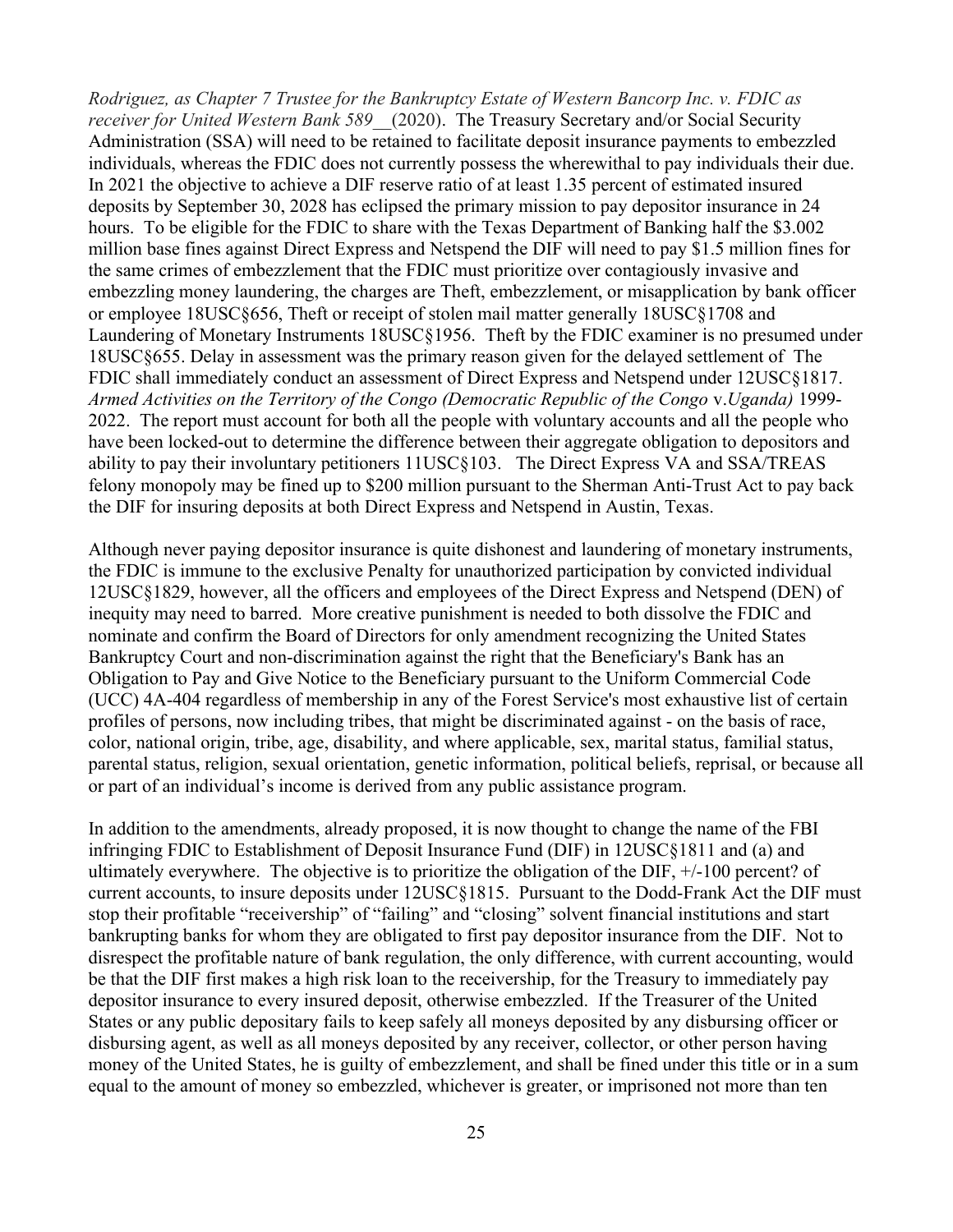*Rodriguez, as Chapter 7 Trustee for the Bankruptcy Estate of Western Bancorp Inc. v. FDIC as receiver for United Western Bank 589*__(2020). The Treasury Secretary and/or Social Security Administration (SSA) will need to be retained to facilitate deposit insurance payments to embezzled individuals, whereas the FDIC does not currently possess the wherewithal to pay individuals their due. In 2021 the objective to achieve a DIF reserve ratio of at least 1.35 percent of estimated insured deposits by September 30, 2028 has eclipsed the primary mission to pay depositor insurance in 24 hours. To be eligible for the FDIC to share with the Texas Department of Banking half the $3.002 million base fines against Direct Express and Netspend the DIF will need to pay $1.5 million fines for the same crimes of embezzlement that the FDIC must prioritize over contagiously invasive and embezzling money laundering, the charges are Theft, embezzlement, or misapplication by bank officer or employee 18USC§656, Theft or receipt of stolen mail matter generally 18USC§1708 and Laundering of Monetary Instruments 18USC§1956. Theft by the FDIC examiner is no presumed under 18USC§655. Delay in assessment was the primary reason given for the delayed settlement of The FDIC shall immediately conduct an assessment of Direct Express and Netspend under 12USC§1817. *Armed Activities on the Territory of the Congo (Democratic Republic of the Congo* v.*Uganda)* 1999-2022. The report must account for both all the people with voluntary accounts and all the people who have been locked-out to determine the difference between their aggregate obligation to depositors and ability to pay their involuntary petitioners 11USC§103. The Direct Express VA and SSA/TREAS felony monopoly may be fined up to $200 million pursuant to the Sherman Anti-Trust Act to pay back the DIF for insuring deposits at both Direct Express and Netspend in Austin, Texas.

Although never paying depositor insurance is quite dishonest and laundering of monetary instruments, the FDIC is immune to the exclusive Penalty for unauthorized participation by convicted individual 12USC§1829, however, all the officers and employees of the Direct Express and Netspend (DEN) of inequity may need to barred. More creative punishment is needed to both dissolve the FDIC and nominate and confirm the Board of Directors for only amendment recognizing the United States Bankruptcy Court and non-discrimination against the right that the Beneficiary's Bank has an Obligation to Pay and Give Notice to the Beneficiary pursuant to the Uniform Commercial Code (UCC) 4A-404 regardless of membership in any of the Forest Service's most exhaustive list of certain profiles of persons, now including tribes, that might be discriminated against - on the basis of race, color, national origin, tribe, age, disability, and where applicable, sex, marital status, familial status, parental status, religion, sexual orientation, genetic information, political beliefs, reprisal, or because all or part of an individual's income is derived from any public assistance program.

In addition to the amendments, already proposed, it is now thought to change the name of the FBI infringing FDIC to Establishment of Deposit Insurance Fund (DIF) in 12USC§1811 and (a) and ultimately everywhere. The objective is to prioritize the obligation of the DIF, +/-100 percent? of current accounts, to insure deposits under 12USC§1815. Pursuant to the Dodd-Frank Act the DIF must stop their profitable "receivership" of "failing" and "closing" solvent financial institutions and start bankrupting banks for whom they are obligated to first pay depositor insurance from the DIF. Not to disrespect the profitable nature of bank regulation, the only difference, with current accounting, would be that the DIF first makes a high risk loan to the receivership, for the Treasury to immediately pay depositor insurance to every insured deposit, otherwise embezzled. If the Treasurer of the United States or any public depositary fails to keep safely all moneys deposited by any disbursing officer or disbursing agent, as well as all moneys deposited by any receiver, collector, or other person having money of the United States, he is guilty of embezzlement, and shall be fined under this title or in a sum equal to the amount of money so embezzled, whichever is greater, or imprisoned not more than ten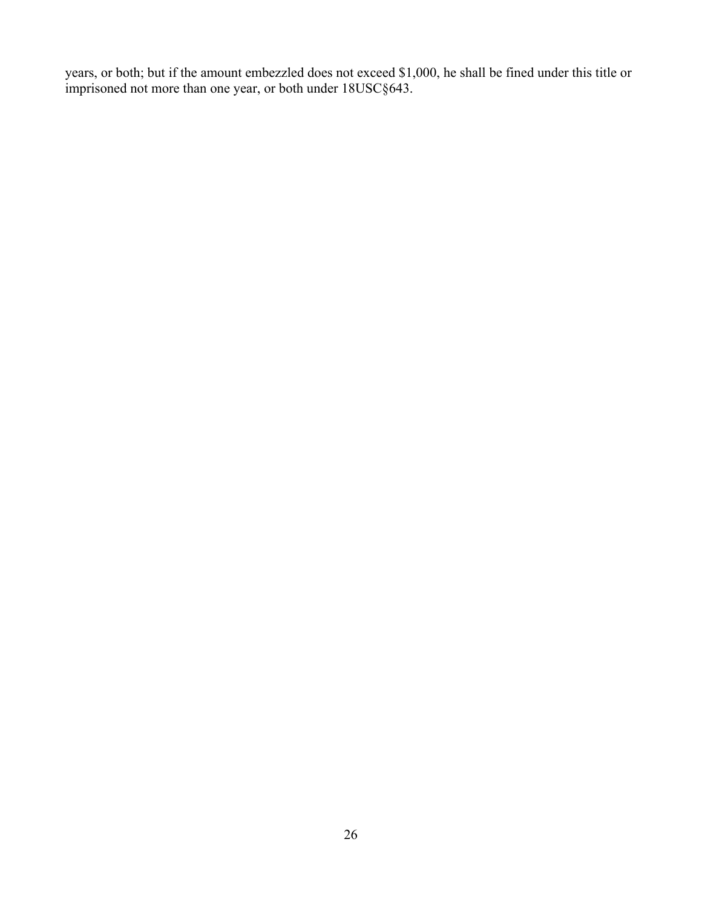years, or both; but if the amount embezzled does not exceed $1,000, he shall be fined under this title or imprisoned not more than one year, or both under 18USC§643.